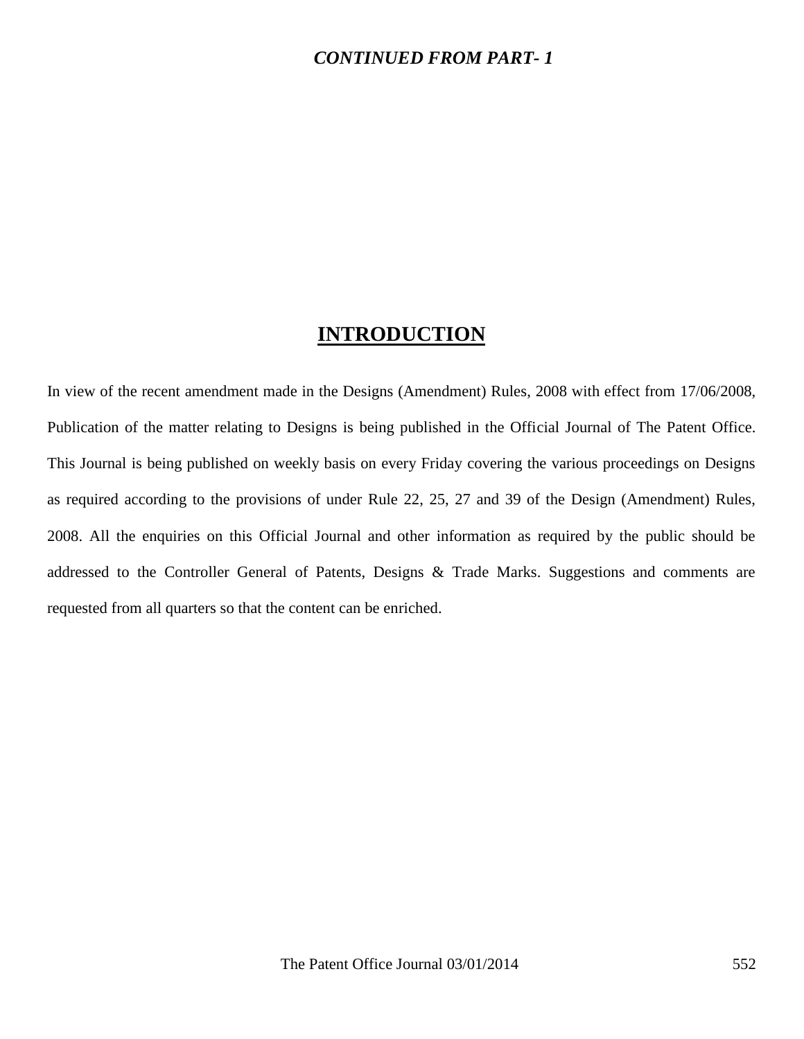***CONTINUED FROM PART- 1***

# INTRODUCTION

In view of the recent amendment made in the Designs (Amendment) Rules, 2008 with effect from 17/06/2008, Publication of the matter relating to Designs is being published in the Official Journal of The Patent Office. This Journal is being published on weekly basis on every Friday covering the various proceedings on Designs as required according to the provisions of under Rule 22, 25, 27 and 39 of the Design (Amendment) Rules, 2008. All the enquiries on this Official Journal and other information as required by the public should be addressed to the Controller General of Patents, Designs & Trade Marks. Suggestions and comments are requested from all quarters so that the content can be enriched.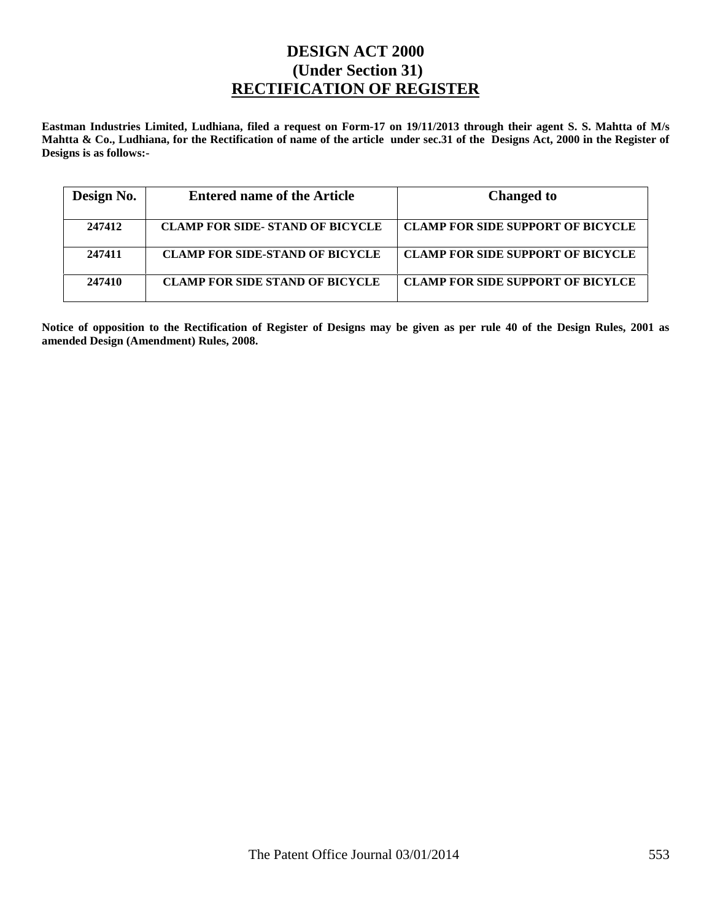# DESIGN ACT 2000
## (Under Section 31)
## RECTIFICATION OF REGISTER

**Eastman Industries Limited, Ludhiana, filed a request on Form-17 on 19/11/2013 through their agent S. S. Mahtta of M/s Mahtta & Co., Ludhiana, for the Rectification of name of the article under sec.31 of the Designs Act, 2000 in the Register of Designs is as follows:-**

| Design No. | Entered name of the Article | Changed to |
|---|---|---|
| 247412 | CLAMP FOR SIDE- STAND OF BICYCLE | CLAMP FOR SIDE SUPPORT OF BICYCLE |
| 247411 | CLAMP FOR SIDE-STAND OF BICYCLE | CLAMP FOR SIDE SUPPORT OF BICYCLE |
| 247410 | CLAMP FOR SIDE STAND OF BICYCLE | CLAMP FOR SIDE SUPPORT OF BICYLCE |

**Notice of opposition to the Rectification of Register of Designs may be given as per rule 40 of the Design Rules, 2001 as amended Design (Amendment) Rules, 2008.**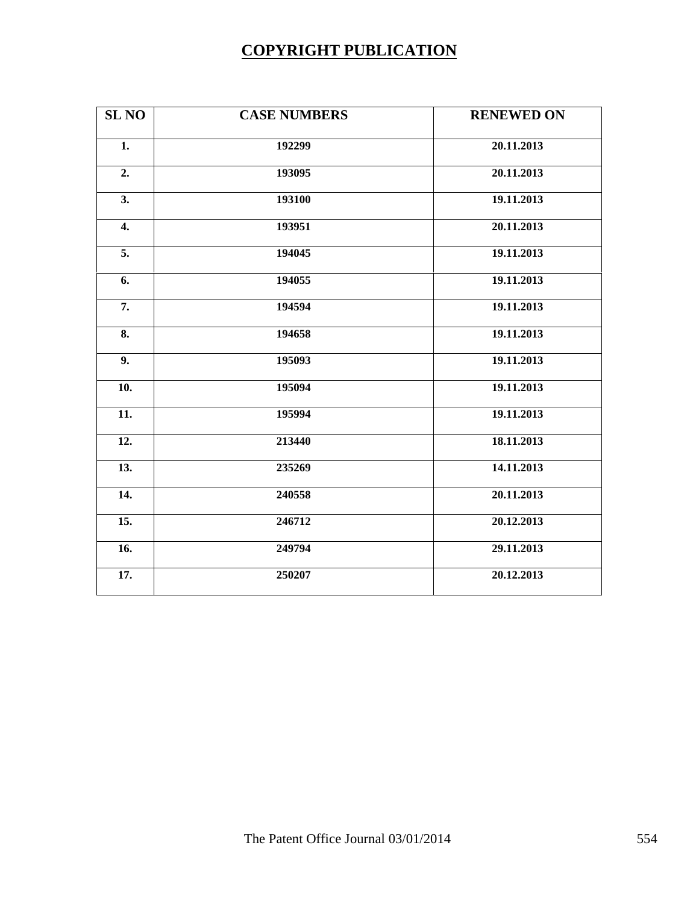# COPYRIGHT PUBLICATION

| SL NO | CASE NUMBERS | RENEWED ON |
|---|---|---|
| 1. | 192299 | 20.11.2013 |
| 2. | 193095 | 20.11.2013 |
| 3. | 193100 | 19.11.2013 |
| 4. | 193951 | 20.11.2013 |
| 5. | 194045 | 19.11.2013 |
| 6. | 194055 | 19.11.2013 |
| 7. | 194594 | 19.11.2013 |
| 8. | 194658 | 19.11.2013 |
| 9. | 195093 | 19.11.2013 |
| 10. | 195094 | 19.11.2013 |
| 11. | 195994 | 19.11.2013 |
| 12. | 213440 | 18.11.2013 |
| 13. | 235269 | 14.11.2013 |
| 14. | 240558 | 20.11.2013 |
| 15. | 246712 | 20.12.2013 |
| 16. | 249794 | 29.11.2013 |
| 17. | 250207 | 20.12.2013 |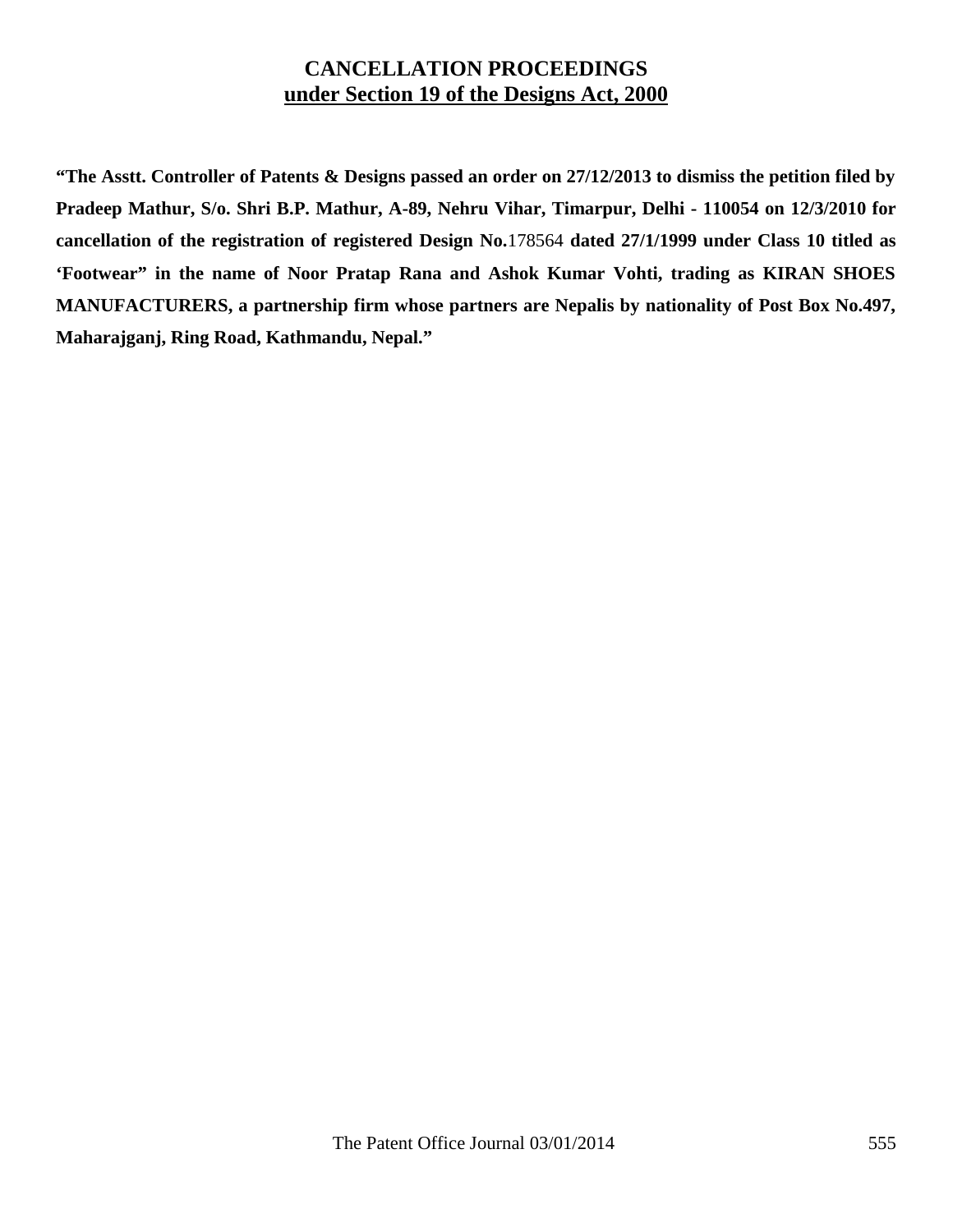# CANCELLATION PROCEEDINGS

## under Section 19 of the Designs Act, 2000

**"The Asstt. Controller of Patents & Designs passed an order on 27/12/2013 to dismiss the petition filed by Pradeep Mathur, S/o. Shri B.P. Mathur, A-89, Nehru Vihar, Timarpur, Delhi - 110054 on 12/3/2010 for cancellation of the registration of registered Design No.**178564 **dated 27/1/1999 under Class 10 titled as 'Footwear" in the name of Noor Pratap Rana and Ashok Kumar Vohti, trading as KIRAN SHOES MANUFACTURERS, a partnership firm whose partners are Nepalis by nationality of Post Box No.497, Maharajganj, Ring Road, Kathmandu, Nepal."**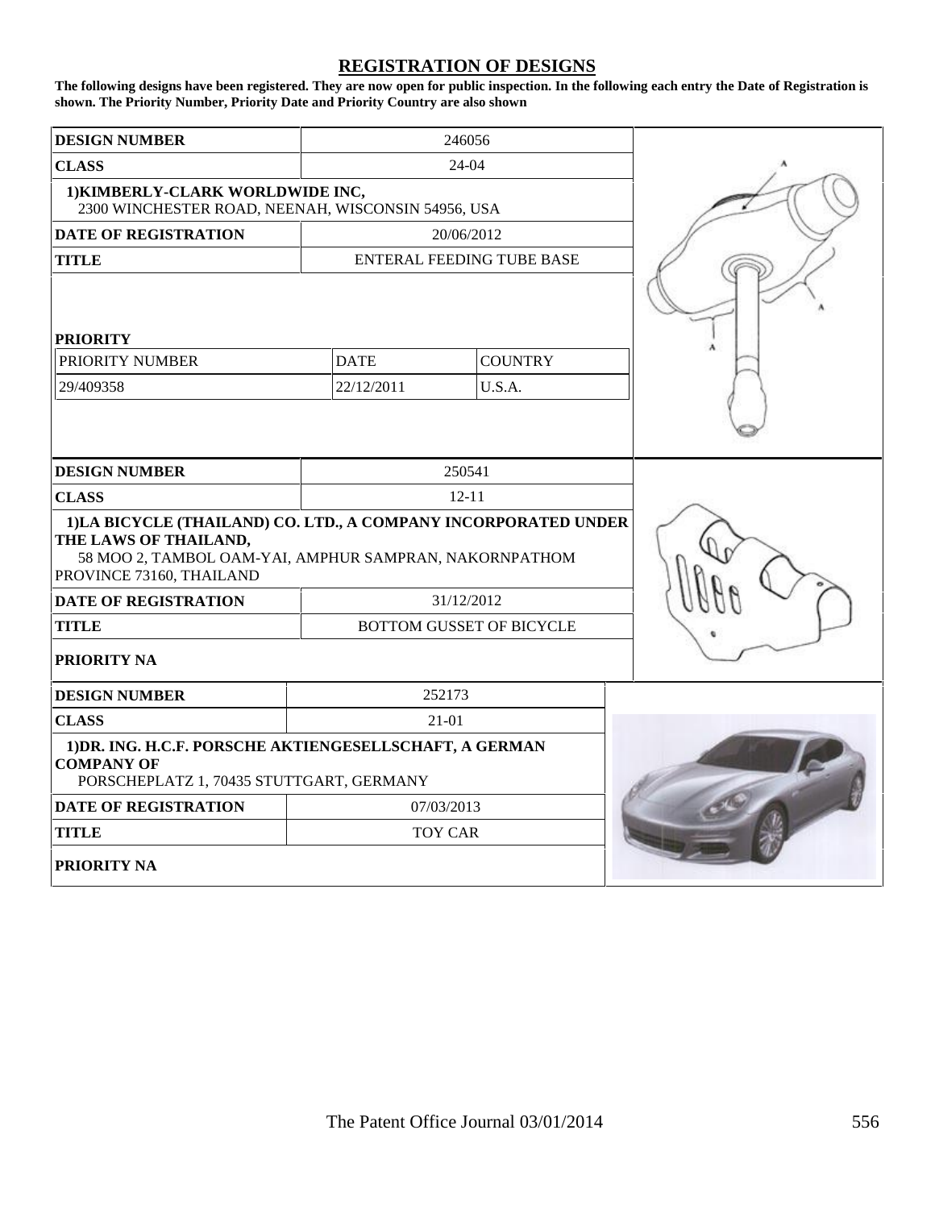## REGISTRATION OF DESIGNS

**The following designs have been registered. They are now open for public inspection. In the following each entry the Date of Registration is shown. The Priority Number, Priority Date and Priority Country are also shown**

| **DESIGN NUMBER** | 246056 | |
|---|---|---|
| **CLASS** | 24-04 | |
| **1)KIMBERLY-CLARK WORLDWIDE INC,** 2300 WINCHESTER ROAD, NEENAH, WISCONSIN 54956, USA | | |
| **DATE OF REGISTRATION** | 20/06/2012 | |
| **TITLE** | ENTERAL FEEDING TUBE BASE | |
| **PRIORITY** | | |
| PRIORITY NUMBER | DATE | COUNTRY |
| 29/409358 | 22/12/2011 | U.S.A. |

| **DESIGN NUMBER** | 250541 |
|---|---|
| **CLASS** | 12-11 |
| **1)LA BICYCLE (THAILAND) CO. LTD., A COMPANY INCORPORATED UNDER THE LAWS OF THAILAND,** 58 MOO 2, TAMBOL OAM-YAI, AMPHUR SAMPRAN, NAKORNPATHOM PROVINCE 73160, THAILAND | |
| **DATE OF REGISTRATION** | 31/12/2012 |
| **TITLE** | BOTTOM GUSSET OF BICYCLE |
| **PRIORITY NA** | |

| **DESIGN NUMBER** | 252173 |
|---|---|
| **CLASS** | 21-01 |
| **1)DR. ING. H.C.F. PORSCHE AKTIENGESELLSCHAFT, A GERMAN COMPANY OF** PORSCHEPLATZ 1, 70435 STUTTGART, GERMANY | |
| **DATE OF REGISTRATION** | 07/03/2013 |
| **TITLE** | TOY CAR |
| **PRIORITY NA** | |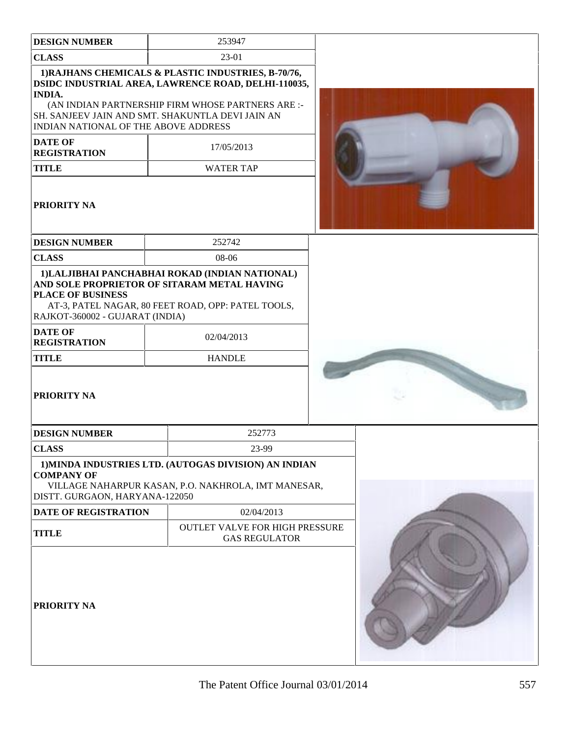| DESIGN NUMBER | 253947 |
| --- | --- |
| CLASS | 23-01 |
| 1)RAJHANS CHEMICALS & PLASTIC INDUSTRIES, B-70/76, DSIDC INDUSTRIAL AREA, LAWRENCE ROAD, DELHI-110035, INDIA. (AN INDIAN PARTNERSHIP FIRM WHOSE PARTNERS ARE :- SH. SANJEEV JAIN AND SMT. SHAKUNTLA DEVI JAIN AN INDIAN NATIONAL OF THE ABOVE ADDRESS | |
| DATE OF REGISTRATION | 17/05/2013 |
| TITLE | WATER TAP |
| PRIORITY NA | |

| DESIGN NUMBER | 252742 |
| --- | --- |
| CLASS | 08-06 |
| 1)LALJIBHAI PANCHABHAI ROKAD (INDIAN NATIONAL) AND SOLE PROPRIETOR OF SITARAM METAL HAVING PLACE OF BUSINESS AT-3, PATEL NAGAR, 80 FEET ROAD, OPP: PATEL TOOLS, RAJKOT-360002 - GUJARAT (INDIA) | |
| DATE OF REGISTRATION | 02/04/2013 |
| TITLE | HANDLE |
| PRIORITY NA | |

| DESIGN NUMBER | 252773 |
| --- | --- |
| CLASS | 23-99 |
| 1)MINDA INDUSTRIES LTD. (AUTOGAS DIVISION) AN INDIAN COMPANY OF VILLAGE NAHARPUR KASAN, P.O. NAKHROLA, IMT MANESAR, DISTT. GURGAON, HARYANA-122050 | |
| DATE OF REGISTRATION | 02/04/2013 |
| TITLE | OUTLET VALVE FOR HIGH PRESSURE GAS REGULATOR |
| PRIORITY NA | |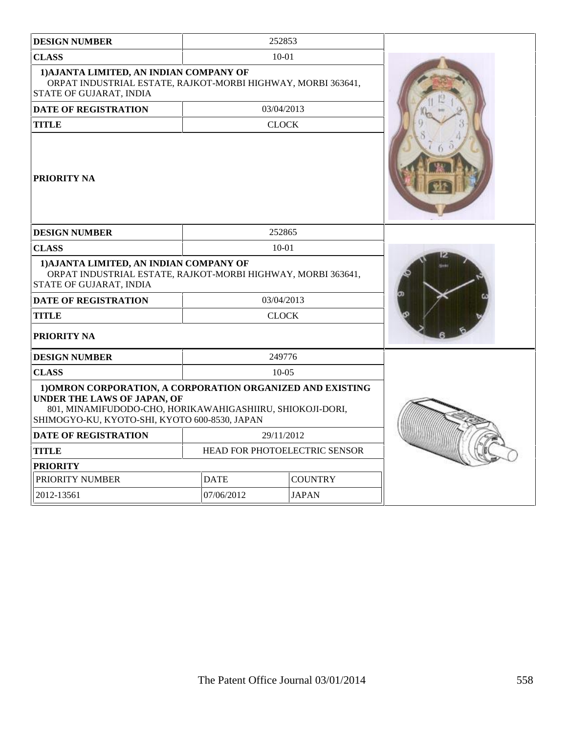| DESIGN NUMBER | 252853 |
| --- | --- |
| CLASS | 10-01 |
| 1)AJANTA LIMITED, AN INDIAN COMPANY OF ORPAT INDUSTRIAL ESTATE, RAJKOT-MORBI HIGHWAY, MORBI 363641, STATE OF GUJARAT, INDIA | |
| DATE OF REGISTRATION | 03/04/2013 |
| TITLE | CLOCK |
| PRIORITY NA | |

| DESIGN NUMBER | 252865 |
| --- | --- |
| CLASS | 10-01 |
| 1)AJANTA LIMITED, AN INDIAN COMPANY OF ORPAT INDUSTRIAL ESTATE, RAJKOT-MORBI HIGHWAY, MORBI 363641, STATE OF GUJARAT, INDIA | |
| DATE OF REGISTRATION | 03/04/2013 |
| TITLE | CLOCK |
| PRIORITY NA | |

| DESIGN NUMBER | 249776 | |
| --- | --- | --- |
| CLASS | 10-05 | |
| 1)OMRON CORPORATION, A CORPORATION ORGANIZED AND EXISTING UNDER THE LAWS OF JAPAN, OF 801, MINAMIFUDODO-CHO, HORIKAWAHIGASHIIRU, SHIOKOJI-DORI, SHIMOGYO-KU, KYOTO-SHI, KYOTO 600-8530, JAPAN | | |
| DATE OF REGISTRATION | 29/11/2012 | |
| TITLE | HEAD FOR PHOTOELECTRIC SENSOR | |
| PRIORITY | | |
| PRIORITY NUMBER | DATE | COUNTRY |
| 2012-13561 | 07/06/2012 | JAPAN |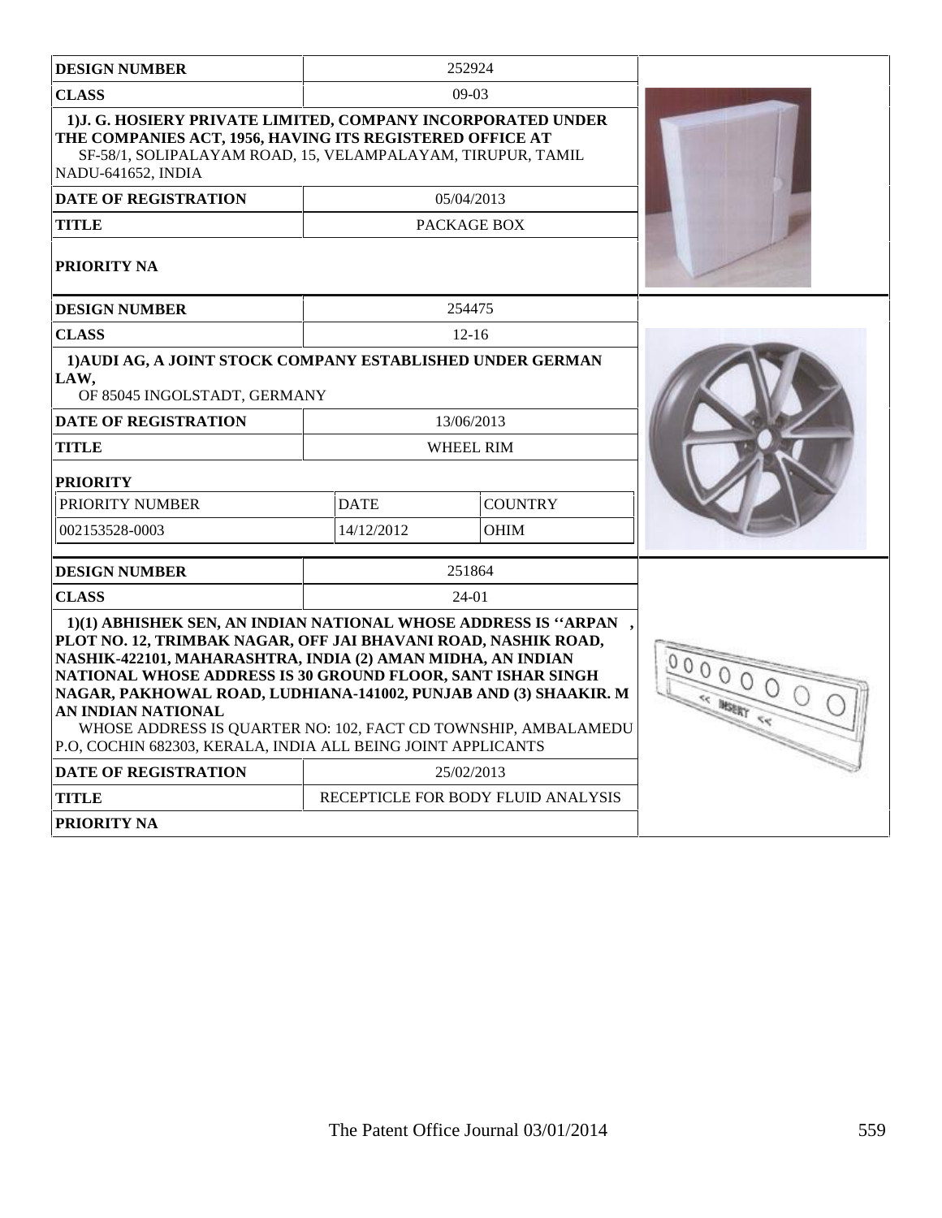| DESIGN NUMBER | 252924 |
|---|---|
| CLASS | 09-03 |
| 1)J. G. HOSIERY PRIVATE LIMITED, COMPANY INCORPORATED UNDER THE COMPANIES ACT, 1956, HAVING ITS REGISTERED OFFICE AT SF-58/1, SOLIPALAYAM ROAD, 15, VELAMPALAYAM, TIRUPUR, TAMIL NADU-641652, INDIA | |
| DATE OF REGISTRATION | 05/04/2013 |
| TITLE | PACKAGE BOX |
| PRIORITY NA | |

| DESIGN NUMBER | 254475 | |
|---|---|---|
| CLASS | 12-16 | |
| 1)AUDI AG, A JOINT STOCK COMPANY ESTABLISHED UNDER GERMAN LAW, OF 85045 INGOLSTADT, GERMANY | | |
| DATE OF REGISTRATION | 13/06/2013 | |
| TITLE | WHEEL RIM | |
| PRIORITY | | |
| PRIORITY NUMBER | DATE | COUNTRY |
| 002153528-0003 | 14/12/2012 | OHIM |

| DESIGN NUMBER | 251864 |
|---|---|
| CLASS | 24-01 |
| 1)(1) ABHISHEK SEN, AN INDIAN NATIONAL WHOSE ADDRESS IS ''ARPAN , PLOT NO. 12, TRIMBAK NAGAR, OFF JAI BHAVANI ROAD, NASHIK ROAD, NASHIK-422101, MAHARASHTRA, INDIA (2) AMAN MIDHA, AN INDIAN NATIONAL WHOSE ADDRESS IS 30 GROUND FLOOR, SANT ISHAR SINGH NAGAR, PAKHOWAL ROAD, LUDHIANA-141002, PUNJAB AND (3) SHAAKIR. M AN INDIAN NATIONAL WHOSE ADDRESS IS QUARTER NO: 102, FACT CD TOWNSHIP, AMBALAMEDU P.O, COCHIN 682303, KERALA, INDIA ALL BEING JOINT APPLICANTS | |
| DATE OF REGISTRATION | 25/02/2013 |
| TITLE | RECEPTICLE FOR BODY FLUID ANALYSIS |
| PRIORITY NA | |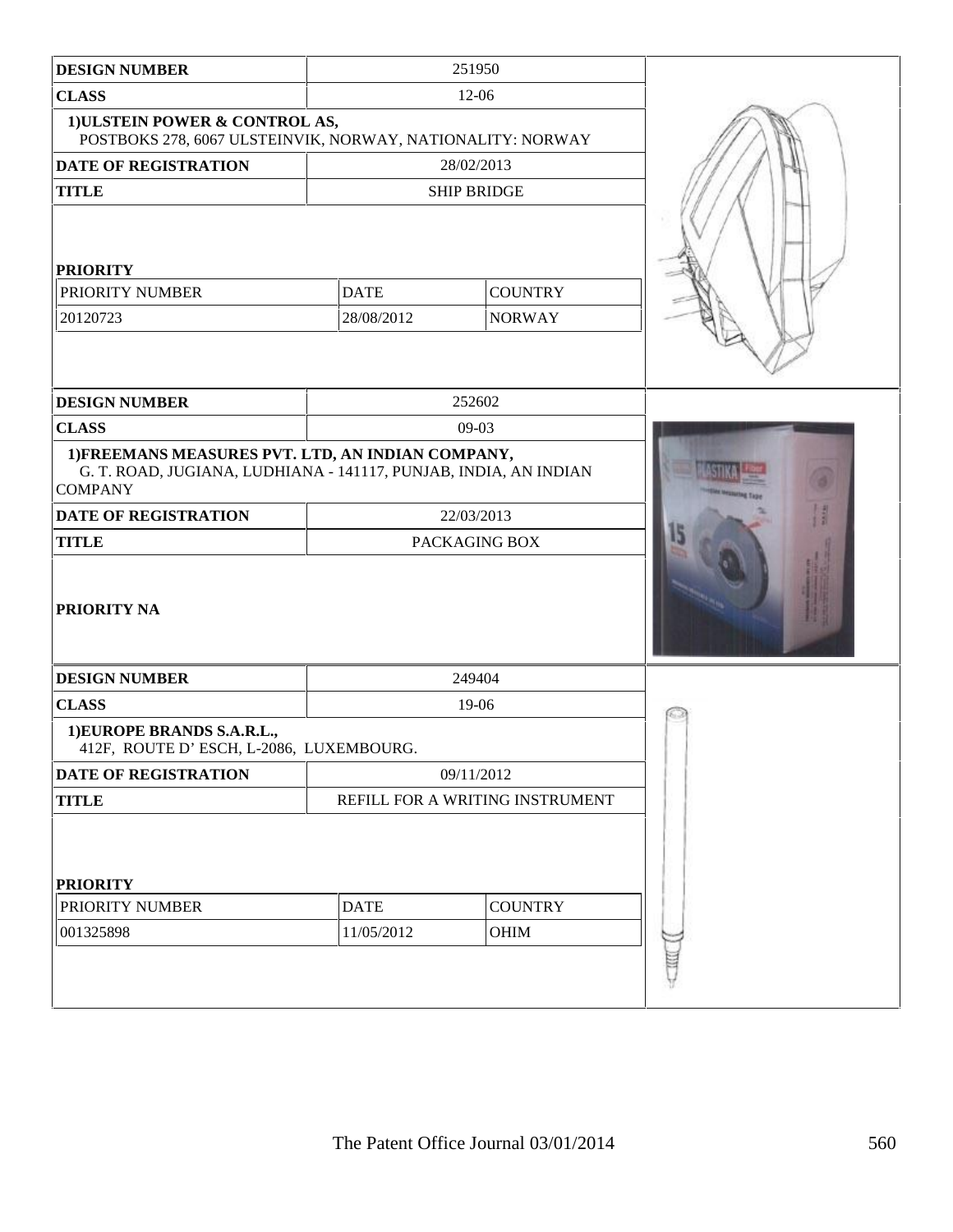| DESIGN NUMBER | 251950 | |
|---|---|---|
| CLASS | 12-06 | |
| 1)ULSTEIN POWER & CONTROL AS, POSTBOKS 278, 6067 ULSTEINVIK, NORWAY, NATIONALITY: NORWAY | | |
| DATE OF REGISTRATION | 28/02/2013 | |
| TITLE | SHIP BRIDGE | |
| PRIORITY | | |
| PRIORITY NUMBER | DATE | COUNTRY |
| 20120723 | 28/08/2012 | NORWAY |

| DESIGN NUMBER | 252602 |
|---|---|
| CLASS | 09-03 |
| 1)FREEMANS MEASURES PVT. LTD, AN INDIAN COMPANY, G. T. ROAD, JUGIANA, LUDHIANA - 141117, PUNJAB, INDIA, AN INDIAN COMPANY | |
| DATE OF REGISTRATION | 22/03/2013 |
| TITLE | PACKAGING BOX |
| PRIORITY NA | |

| DESIGN NUMBER | 249404 | |
|---|---|---|
| CLASS | 19-06 | |
| 1)EUROPE BRANDS S.A.R.L., 412F, ROUTE D' ESCH, L-2086, LUXEMBOURG. | | |
| DATE OF REGISTRATION | 09/11/2012 | |
| TITLE | REFILL FOR A WRITING INSTRUMENT | |
| PRIORITY | | |
| PRIORITY NUMBER | DATE | COUNTRY |
| 001325898 | 11/05/2012 | OHIM |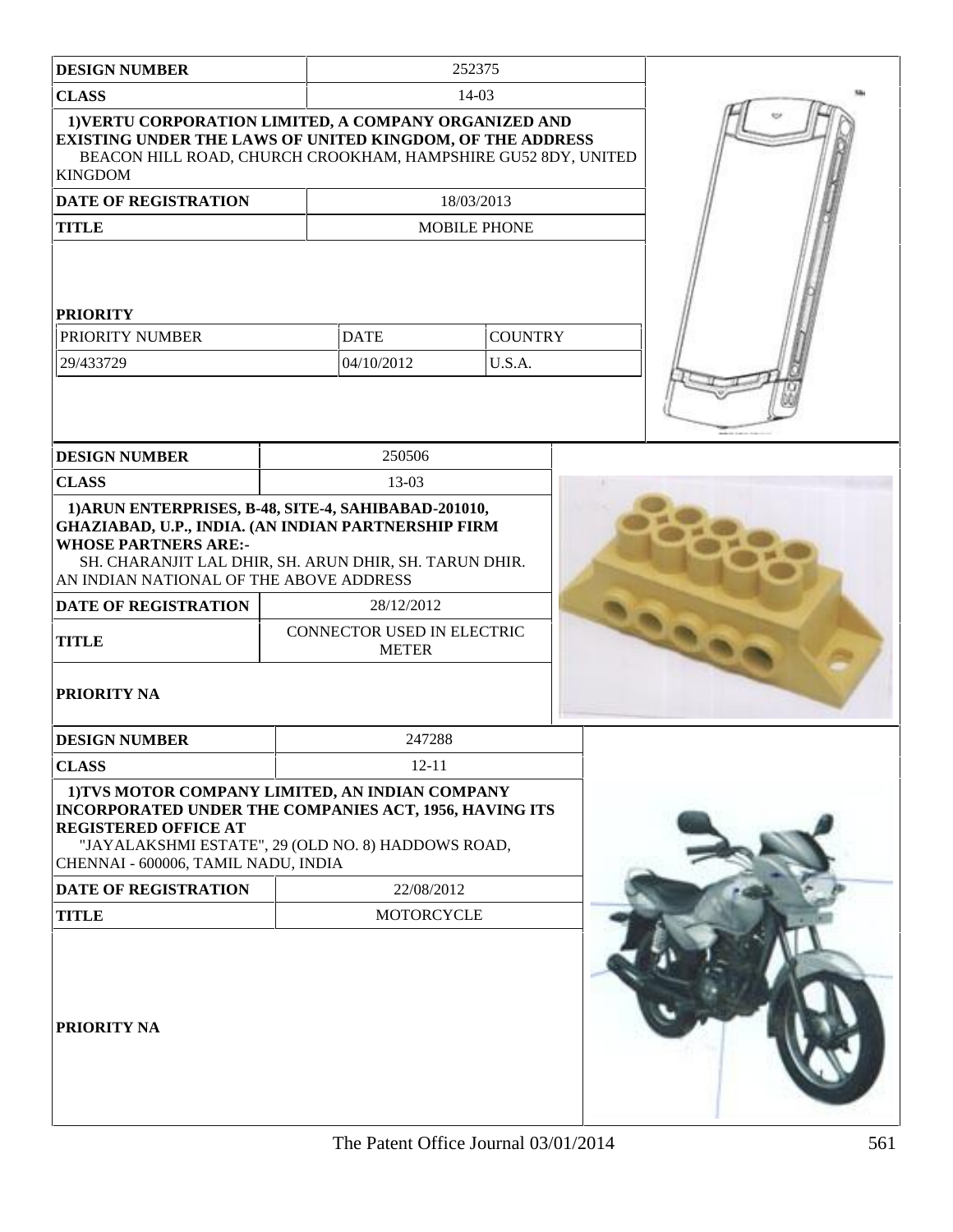| DESIGN NUMBER | 252375 | | |
|---|---|---|---|
| CLASS | 14-03 | | |
| 1)VERTU CORPORATION LIMITED, A COMPANY ORGANIZED AND EXISTING UNDER THE LAWS OF UNITED KINGDOM, OF THE ADDRESS BEACON HILL ROAD, CHURCH CROOKHAM, HAMPSHIRE GU52 8DY, UNITED KINGDOM | | | |
| DATE OF REGISTRATION | 18/03/2013 | | |
| TITLE | MOBILE PHONE | | |
| PRIORITY | | | |
| PRIORITY NUMBER | DATE | COUNTRY | |
| 29/433729 | 04/10/2012 | U.S.A. | |

| DESIGN NUMBER | 250506 |
|---|---|
| CLASS | 13-03 |
| 1)ARUN ENTERPRISES, B-48, SITE-4, SAHIBABAD-201010, GHAZIABAD, U.P., INDIA. (AN INDIAN PARTNERSHIP FIRM WHOSE PARTNERS ARE:- SH. CHARANJIT LAL DHIR, SH. ARUN DHIR, SH. TARUN DHIR. AN INDIAN NATIONAL OF THE ABOVE ADDRESS | |
| DATE OF REGISTRATION | 28/12/2012 |
| TITLE | CONNECTOR USED IN ELECTRIC METER |
| PRIORITY NA | |

| DESIGN NUMBER | 247288 |
|---|---|
| CLASS | 12-11 |
| 1)TVS MOTOR COMPANY LIMITED, AN INDIAN COMPANY INCORPORATED UNDER THE COMPANIES ACT, 1956, HAVING ITS REGISTERED OFFICE AT "JAYALAKSHMI ESTATE", 29 (OLD NO. 8) HADDOWS ROAD, CHENNAI - 600006, TAMIL NADU, INDIA | |
| DATE OF REGISTRATION | 22/08/2012 |
| TITLE | MOTORCYCLE |
| PRIORITY NA | |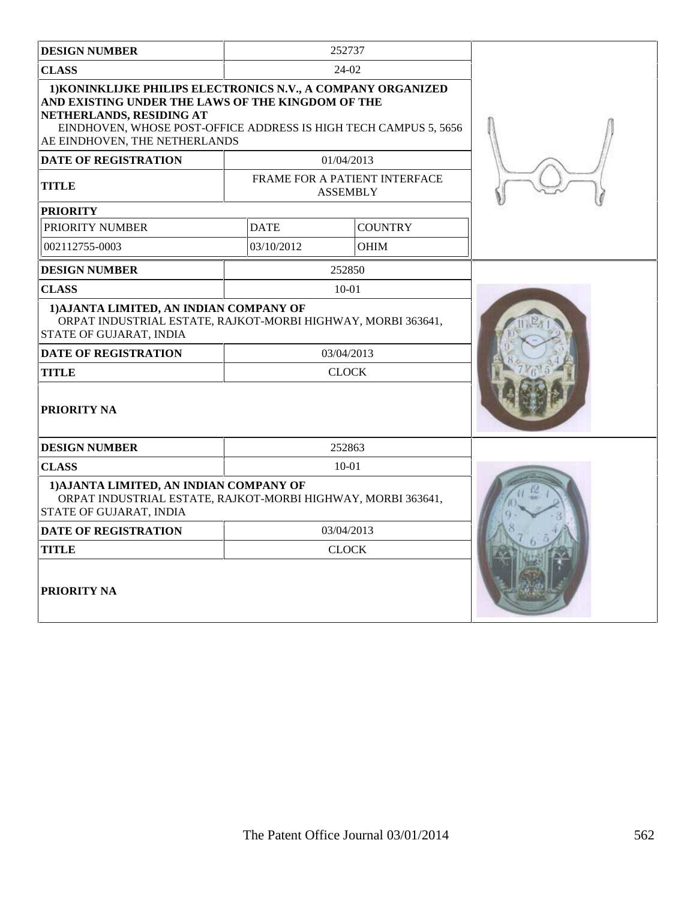| DESIGN NUMBER | 252737 | |
|---|---|---|
| CLASS | 24-02 | |
| 1)KONINKLIJKE PHILIPS ELECTRONICS N.V., A COMPANY ORGANIZED AND EXISTING UNDER THE LAWS OF THE KINGDOM OF THE NETHERLANDS, RESIDING AT EINDHOVEN, WHOSE POST-OFFICE ADDRESS IS HIGH TECH CAMPUS 5, 5656 AE EINDHOVEN, THE NETHERLANDS | | |
| DATE OF REGISTRATION | 01/04/2013 | |
| TITLE | FRAME FOR A PATIENT INTERFACE ASSEMBLY | |
| PRIORITY | | |
| PRIORITY NUMBER | DATE | COUNTRY |
| 002112755-0003 | 03/10/2012 | OHIM |

| DESIGN NUMBER | 252850 |
|---|---|
| CLASS | 10-01 |
| 1)AJANTA LIMITED, AN INDIAN COMPANY OF ORPAT INDUSTRIAL ESTATE, RAJKOT-MORBI HIGHWAY, MORBI 363641, STATE OF GUJARAT, INDIA | |
| DATE OF REGISTRATION | 03/04/2013 |
| TITLE | CLOCK |
| PRIORITY NA | |

| DESIGN NUMBER | 252863 |
|---|---|
| CLASS | 10-01 |
| 1)AJANTA LIMITED, AN INDIAN COMPANY OF ORPAT INDUSTRIAL ESTATE, RAJKOT-MORBI HIGHWAY, MORBI 363641, STATE OF GUJARAT, INDIA | |
| DATE OF REGISTRATION | 03/04/2013 |
| TITLE | CLOCK |
| PRIORITY NA | |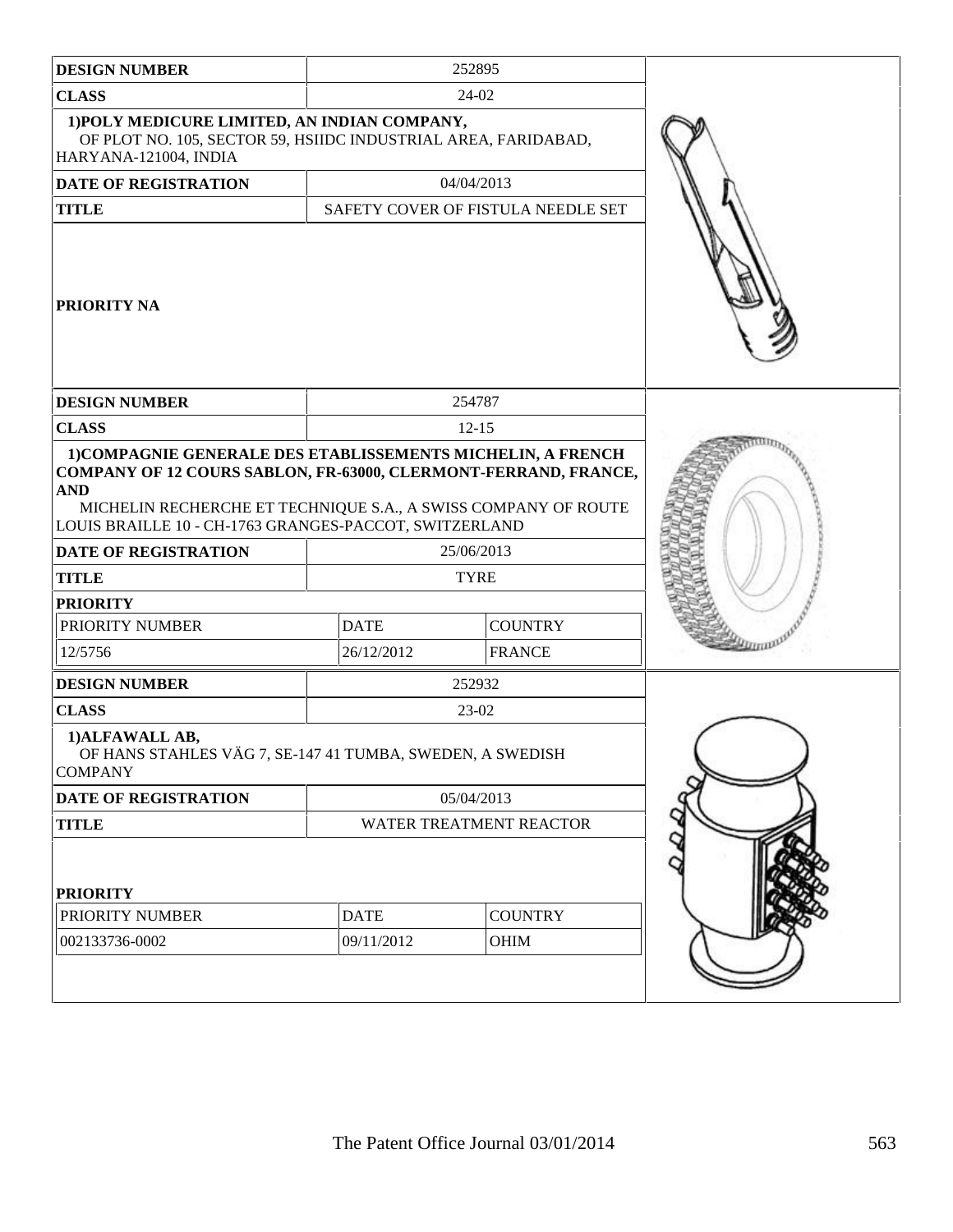| DESIGN NUMBER | 252895 |
|---|---|
| CLASS | 24-02 |
| 1)POLY MEDICURE LIMITED, AN INDIAN COMPANY, OF PLOT NO. 105, SECTOR 59, HSIIDC INDUSTRIAL AREA, FARIDABAD, HARYANA-121004, INDIA | |
| DATE OF REGISTRATION | 04/04/2013 |
| TITLE | SAFETY COVER OF FISTULA NEEDLE SET |
| PRIORITY NA | |

| DESIGN NUMBER | 254787 | |
|---|---|---|
| CLASS | 12-15 | |
| 1)COMPAGNIE GENERALE DES ETABLISSEMENTS MICHELIN, A FRENCH COMPANY OF 12 COURS SABLON, FR-63000, CLERMONT-FERRAND, FRANCE, AND MICHELIN RECHERCHE ET TECHNIQUE S.A., A SWISS COMPANY OF ROUTE LOUIS BRAILLE 10 - CH-1763 GRANGES-PACCOT, SWITZERLAND | | |
| DATE OF REGISTRATION | 25/06/2013 | |
| TITLE | TYRE | |
| PRIORITY | | |
| PRIORITY NUMBER | DATE | COUNTRY |
| 12/5756 | 26/12/2012 | FRANCE |

| DESIGN NUMBER | 252932 | |
|---|---|---|
| CLASS | 23-02 | |
| 1)ALFAWALL AB, OF HANS STAHLES VÄG 7, SE-147 41 TUMBA, SWEDEN, A SWEDISH COMPANY | | |
| DATE OF REGISTRATION | 05/04/2013 | |
| TITLE | WATER TREATMENT REACTOR | |
| PRIORITY | | |
| PRIORITY NUMBER | DATE | COUNTRY |
| 002133736-0002 | 09/11/2012 | OHIM |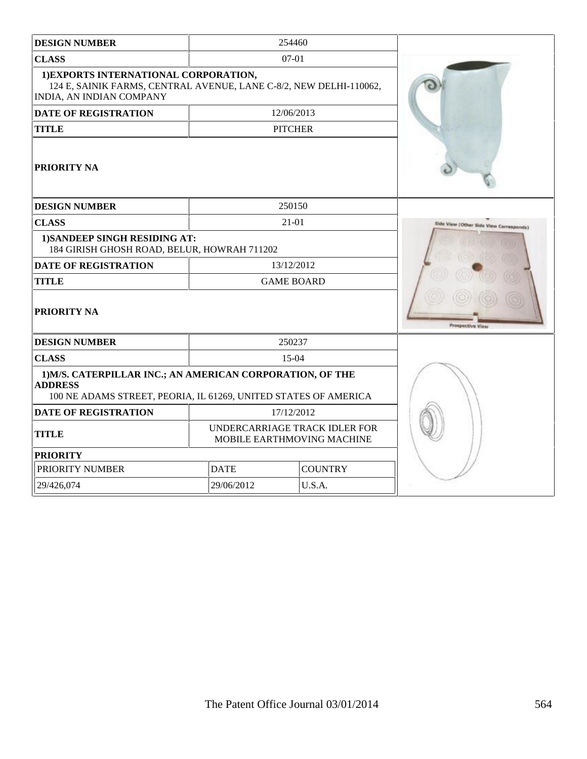| DESIGN NUMBER | 254460 | |
|---|---|---|
| CLASS | 07-01 | |
| 1)EXPORTS INTERNATIONAL CORPORATION, 124 E, SAINIK FARMS, CENTRAL AVENUE, LANE C-8/2, NEW DELHI-110062, INDIA, AN INDIAN COMPANY | | |
| DATE OF REGISTRATION | 12/06/2013 | |
| TITLE | PITCHER | |
| PRIORITY NA | | |

| DESIGN NUMBER | 250150 | |
|---|---|---|
| CLASS | 21-01 | |
| 1)SANDEEP SINGH RESIDING AT: 184 GIRISH GHOSH ROAD, BELUR, HOWRAH 711202 | | |
| DATE OF REGISTRATION | 13/12/2012 | |
| TITLE | GAME BOARD | |
| PRIORITY NA | | |

| DESIGN NUMBER | 250237 | |
|---|---|---|
| CLASS | 15-04 | |
| 1)M/S. CATERPILLAR INC.; AN AMERICAN CORPORATION, OF THE ADDRESS 100 NE ADAMS STREET, PEORIA, IL 61269, UNITED STATES OF AMERICA | | |
| DATE OF REGISTRATION | 17/12/2012 | |
| TITLE | UNDERCARRIAGE TRACK IDLER FOR MOBILE EARTHMOVING MACHINE | |
| PRIORITY | | |
| PRIORITY NUMBER | DATE | COUNTRY |
| 29/426,074 | 29/06/2012 | U.S.A. |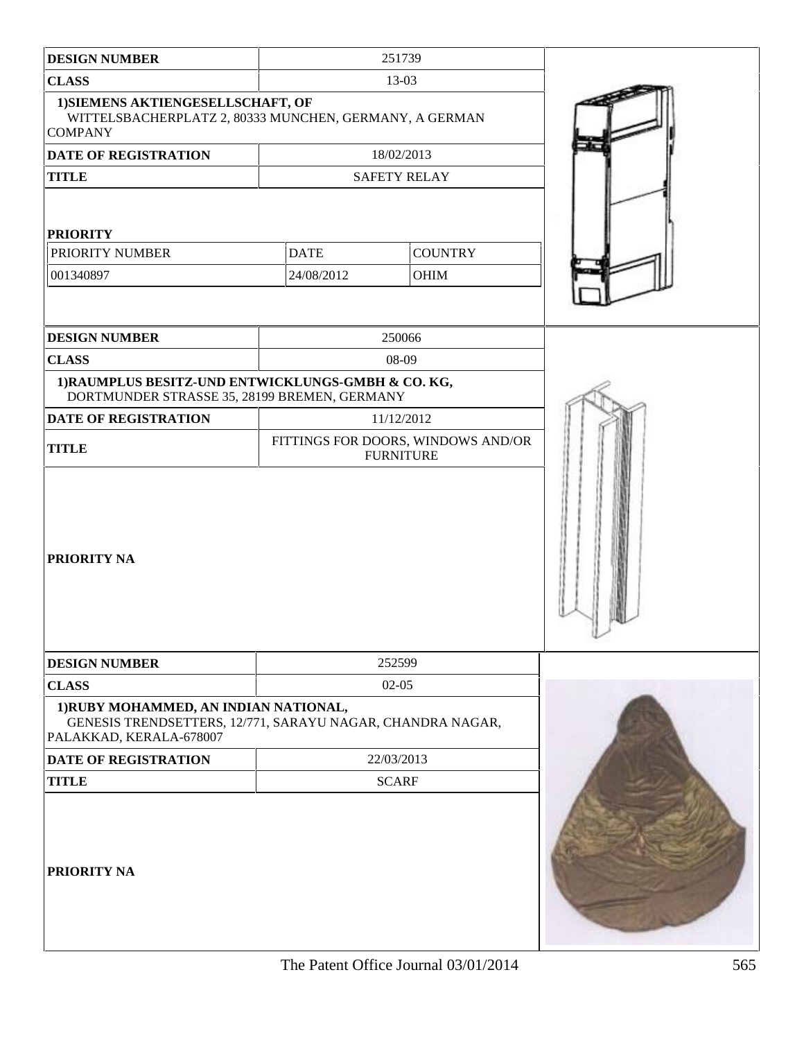| DESIGN NUMBER | 251739 | |
|---|---|---|
| CLASS | 13-03 | |
| 1)SIEMENS AKTIENGESELLSCHAFT, OF WITTELSBACHERPLATZ 2, 80333 MUNCHEN, GERMANY, A GERMAN COMPANY | | |
| DATE OF REGISTRATION | 18/02/2013 | |
| TITLE | SAFETY RELAY | |
| PRIORITY | | |
| PRIORITY NUMBER | DATE | COUNTRY |
| 001340897 | 24/08/2012 | OHIM |

| DESIGN NUMBER | 250066 |
|---|---|
| CLASS | 08-09 |
| 1)RAUMPLUS BESITZ-UND ENTWICKLUNGS-GMBH & CO. KG, DORTMUNDER STRASSE 35, 28199 BREMEN, GERMANY | |
| DATE OF REGISTRATION | 11/12/2012 |
| TITLE | FITTINGS FOR DOORS, WINDOWS AND/OR FURNITURE |
| PRIORITY NA | |

| DESIGN NUMBER | 252599 |
|---|---|
| CLASS | 02-05 |
| 1)RUBY MOHAMMED, AN INDIAN NATIONAL, GENESIS TRENDSETTERS, 12/771, SARAYU NAGAR, CHANDRA NAGAR, PALAKKAD, KERALA-678007 | |
| DATE OF REGISTRATION | 22/03/2013 |
| TITLE | SCARF |
| PRIORITY NA | |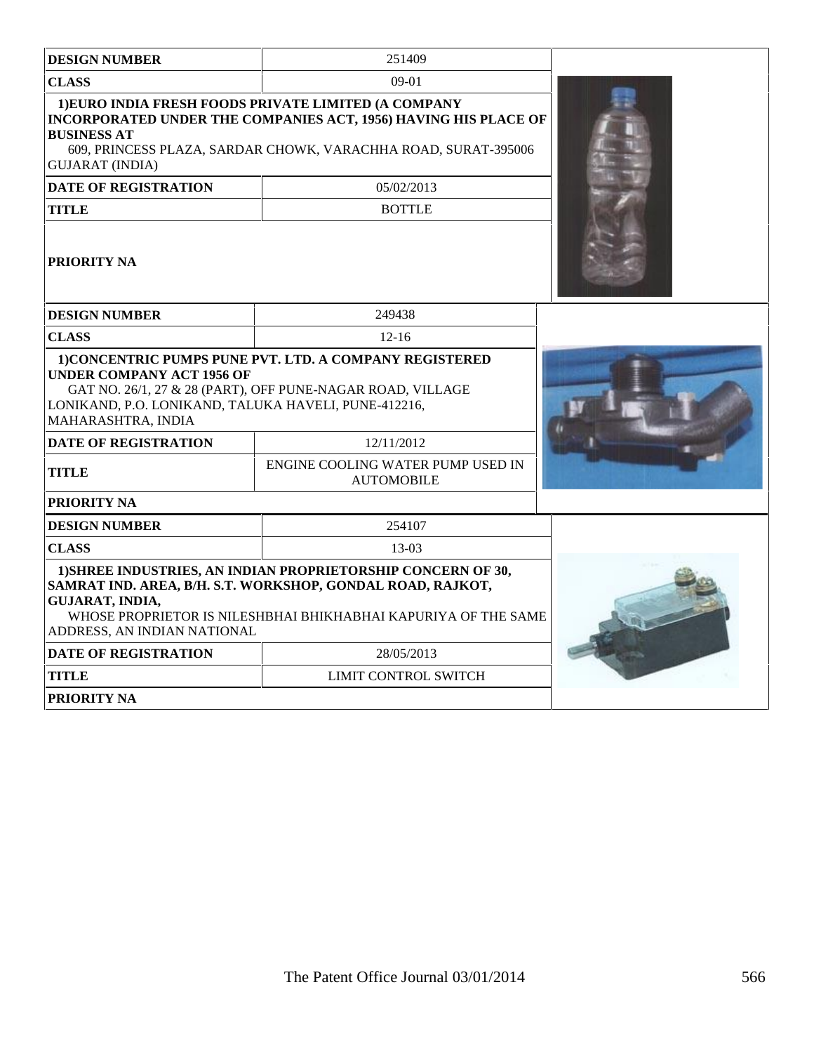| DESIGN NUMBER | 251409 |
| --- | --- |
| CLASS | 09-01 |
| 1)EURO INDIA FRESH FOODS PRIVATE LIMITED (A COMPANY INCORPORATED UNDER THE COMPANIES ACT, 1956) HAVING HIS PLACE OF BUSINESS AT 609, PRINCESS PLAZA, SARDAR CHOWK, VARACHHA ROAD, SURAT-395006 GUJARAT (INDIA) | |
| DATE OF REGISTRATION | 05/02/2013 |
| TITLE | BOTTLE |
| PRIORITY NA | |

| DESIGN NUMBER | 249438 |
| --- | --- |
| CLASS | 12-16 |
| 1)CONCENTRIC PUMPS PUNE PVT. LTD. A COMPANY REGISTERED UNDER COMPANY ACT 1956 OF GAT NO. 26/1, 27 & 28 (PART), OFF PUNE-NAGAR ROAD, VILLAGE LONIKAND, P.O. LONIKAND, TALUKA HAVELI, PUNE-412216, MAHARASHTRA, INDIA | |
| DATE OF REGISTRATION | 12/11/2012 |
| TITLE | ENGINE COOLING WATER PUMP USED IN AUTOMOBILE |
| PRIORITY NA | |

| DESIGN NUMBER | 254107 |
| --- | --- |
| CLASS | 13-03 |
| 1)SHREE INDUSTRIES, AN INDIAN PROPRIETORSHIP CONCERN OF 30, SAMRAT IND. AREA, B/H. S.T. WORKSHOP, GONDAL ROAD, RAJKOT, GUJARAT, INDIA, WHOSE PROPRIETOR IS NILESHBHAI BHIKHABHAI KAPURIYA OF THE SAME ADDRESS, AN INDIAN NATIONAL | |
| DATE OF REGISTRATION | 28/05/2013 |
| TITLE | LIMIT CONTROL SWITCH |
| PRIORITY NA | |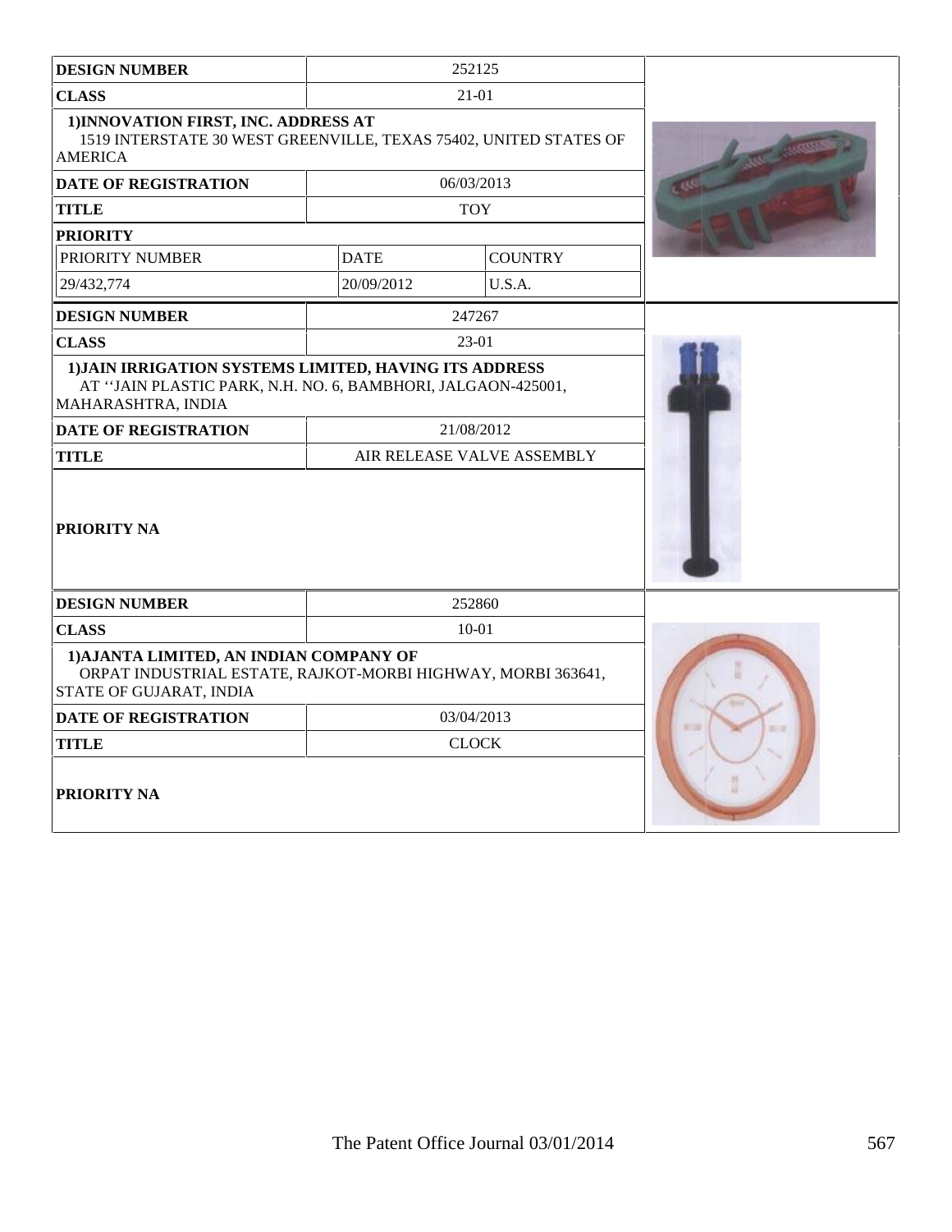| DESIGN NUMBER | 252125 | |
|---|---|---|
| CLASS | 21-01 | |
| 1)INNOVATION FIRST, INC. ADDRESS AT 1519 INTERSTATE 30 WEST GREENVILLE, TEXAS 75402, UNITED STATES OF AMERICA | | |
| DATE OF REGISTRATION | 06/03/2013 | |
| TITLE | TOY | |
| PRIORITY | | |
| PRIORITY NUMBER | DATE | COUNTRY |
| 29/432,774 | 20/09/2012 | U.S.A. |

| DESIGN NUMBER | 247267 |
|---|---|
| CLASS | 23-01 |
| 1)JAIN IRRIGATION SYSTEMS LIMITED, HAVING ITS ADDRESS AT ''JAIN PLASTIC PARK, N.H. NO. 6, BAMBHORI, JALGAON-425001, MAHARASHTRA, INDIA | |
| DATE OF REGISTRATION | 21/08/2012 |
| TITLE | AIR RELEASE VALVE ASSEMBLY |
| PRIORITY NA | |

| DESIGN NUMBER | 252860 |
|---|---|
| CLASS | 10-01 |
| 1)AJANTA LIMITED, AN INDIAN COMPANY OF ORPAT INDUSTRIAL ESTATE, RAJKOT-MORBI HIGHWAY, MORBI 363641, STATE OF GUJARAT, INDIA | |
| DATE OF REGISTRATION | 03/04/2013 |
| TITLE | CLOCK |
| PRIORITY NA | |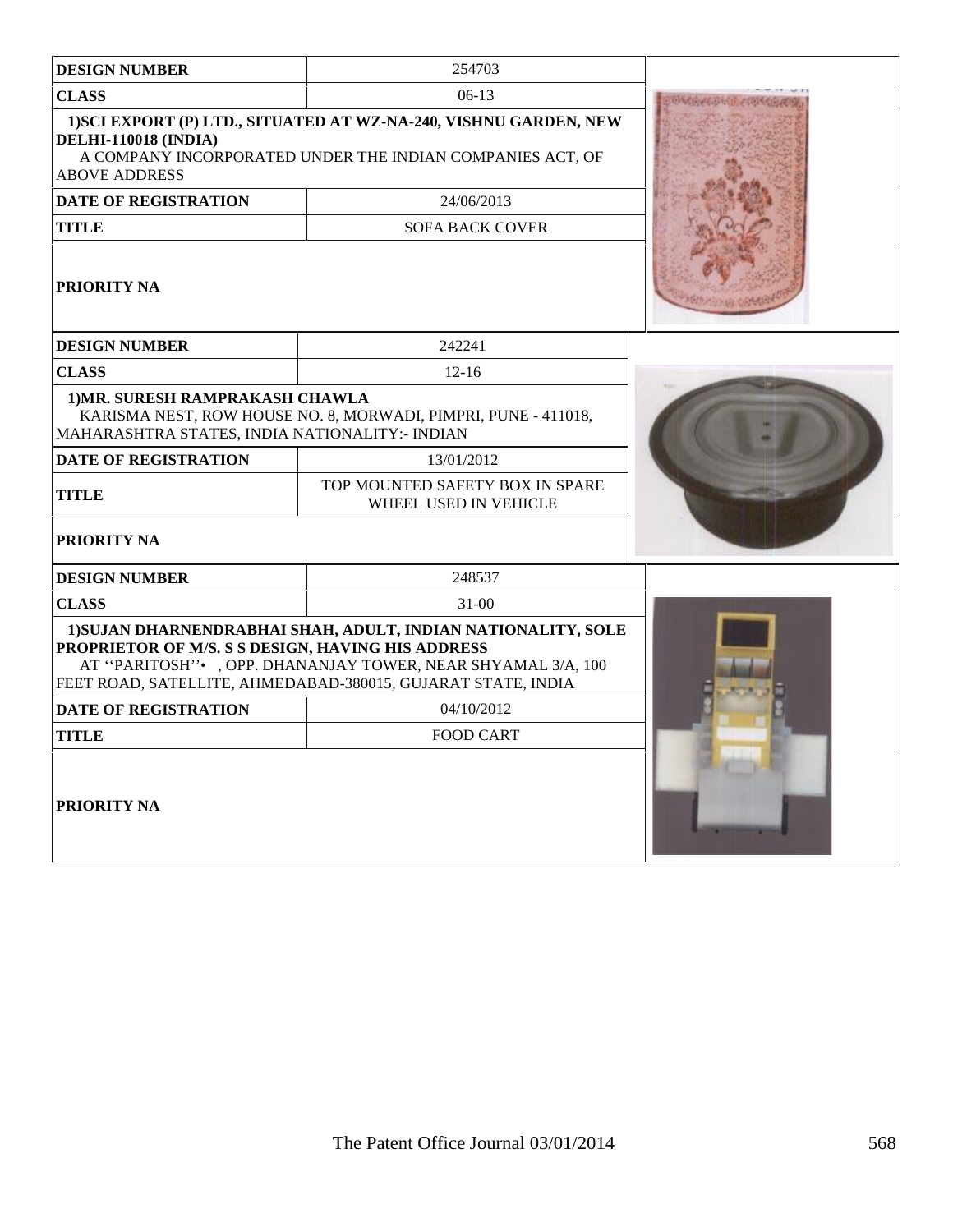| DESIGN NUMBER | 254703 |
|---|---|
| CLASS | 06-13 |
| **1)SCI EXPORT (P) LTD., SITUATED AT WZ-NA-240, VISHNU GARDEN, NEW DELHI-110018 (INDIA)** A COMPANY INCORPORATED UNDER THE INDIAN COMPANIES ACT, OF ABOVE ADDRESS | |
| DATE OF REGISTRATION | 24/06/2013 |
| TITLE | SOFA BACK COVER |
| PRIORITY NA | |

| DESIGN NUMBER | 242241 |
|---|---|
| CLASS | 12-16 |
| **1)MR. SURESH RAMPRAKASH CHAWLA** KARISMA NEST, ROW HOUSE NO. 8, MORWADI, PIMPRI, PUNE - 411018, MAHARASHTRA STATES, INDIA NATIONALITY:- INDIAN | |
| DATE OF REGISTRATION | 13/01/2012 |
| TITLE | TOP MOUNTED SAFETY BOX IN SPARE WHEEL USED IN VEHICLE |
| PRIORITY NA | |

| DESIGN NUMBER | 248537 |
|---|---|
| CLASS | 31-00 |
| **1)SUJAN DHARNENDRABHAI SHAH, ADULT, INDIAN NATIONALITY, SOLE PROPRIETOR OF M/S. S S DESIGN, HAVING HIS ADDRESS** AT ''PARITOSH''• , OPP. DHANANJAY TOWER, NEAR SHYAMAL 3/A, 100 FEET ROAD, SATELLITE, AHMEDABAD-380015, GUJARAT STATE, INDIA | |
| DATE OF REGISTRATION | 04/10/2012 |
| TITLE | FOOD CART |
| PRIORITY NA | |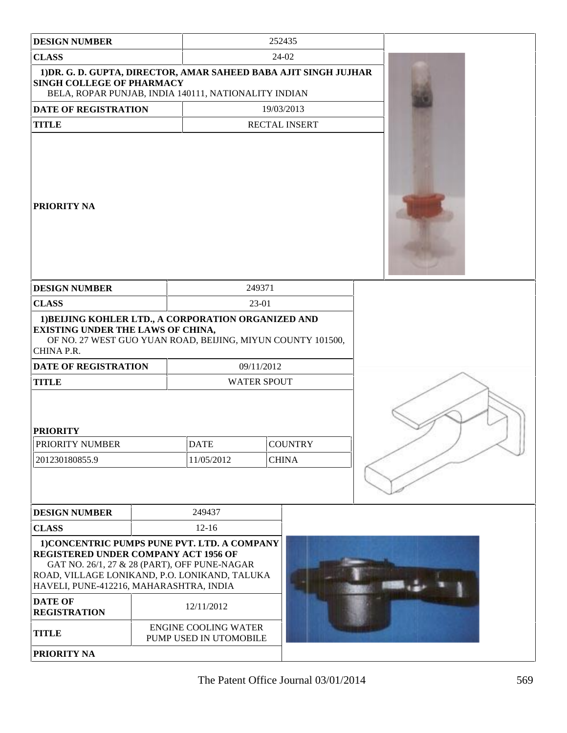| DESIGN NUMBER | 252435 |
|---|---|
| CLASS | 24-02 |
| 1)DR. G. D. GUPTA, DIRECTOR, AMAR SAHEED BABA AJIT SINGH JUJHAR SINGH COLLEGE OF PHARMACY BELA, ROPAR PUNJAB, INDIA 140111, NATIONALITY INDIAN | |
| DATE OF REGISTRATION | 19/03/2013 |
| TITLE | RECTAL INSERT |
| PRIORITY NA | |

| DESIGN NUMBER | 249371 | |
|---|---|---|
| CLASS | 23-01 | |
| 1)BEIJING KOHLER LTD., A CORPORATION ORGANIZED AND EXISTING UNDER THE LAWS OF CHINA, OF NO. 27 WEST GUO YUAN ROAD, BEIJING, MIYUN COUNTY 101500, CHINA P.R. | | |
| DATE OF REGISTRATION | 09/11/2012 | |
| TITLE | WATER SPOUT | |
| PRIORITY | | |
| PRIORITY NUMBER | DATE | COUNTRY |
| 201230180855.9 | 11/05/2012 | CHINA |

| DESIGN NUMBER | 249437 |
|---|---|
| CLASS | 12-16 |
| 1)CONCENTRIC PUMPS PUNE PVT. LTD. A COMPANY REGISTERED UNDER COMPANY ACT 1956 OF GAT NO. 26/1, 27 & 28 (PART), OFF PUNE-NAGAR ROAD, VILLAGE LONIKAND, P.O. LONIKAND, TALUKA HAVELI, PUNE-412216, MAHARASHTRA, INDIA | |
| DATE OF REGISTRATION | 12/11/2012 |
| TITLE | ENGINE COOLING WATER PUMP USED IN UTOMOBILE |
| PRIORITY NA | |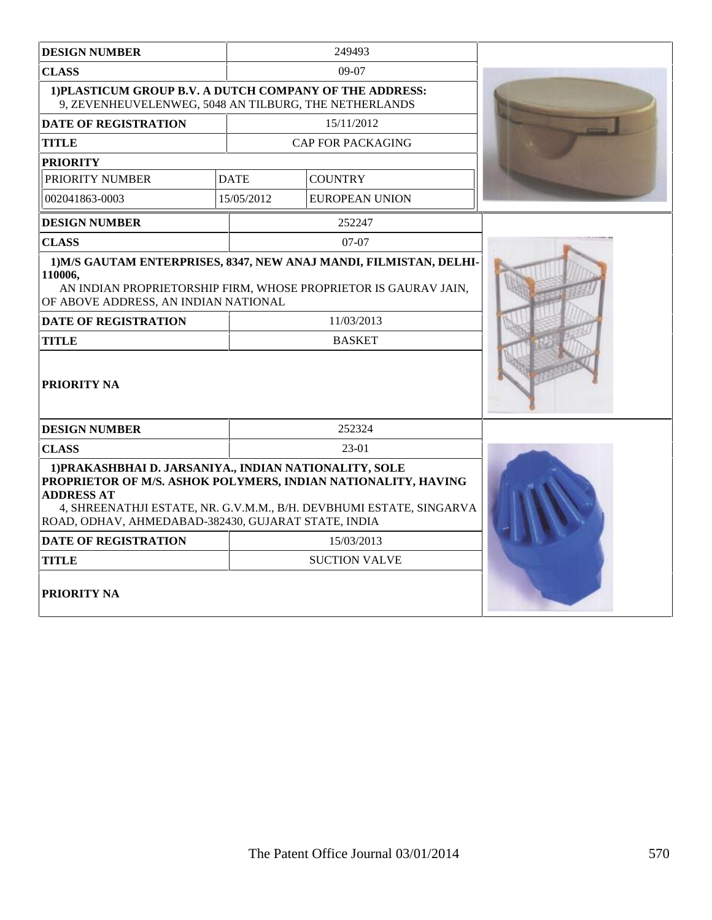| DESIGN NUMBER | 249493 | |
|---|---|---|
| CLASS | 09-07 | |
| 1)PLASTICUM GROUP B.V. A DUTCH COMPANY OF THE ADDRESS: 9, ZEVENHEUVELENWEG, 5048 AN TILBURG, THE NETHERLANDS | | |
| DATE OF REGISTRATION | 15/11/2012 | |
| TITLE | CAP FOR PACKAGING | |
| PRIORITY | | |
| PRIORITY NUMBER | DATE | COUNTRY |
| 002041863-0003 | 15/05/2012 | EUROPEAN UNION |

| DESIGN NUMBER | 252247 |
|---|---|
| CLASS | 07-07 |
| 1)M/S GAUTAM ENTERPRISES, 8347, NEW ANAJ MANDI, FILMISTAN, DELHI-110006, AN INDIAN PROPRIETORSHIP FIRM, WHOSE PROPRIETOR IS GAURAV JAIN, OF ABOVE ADDRESS, AN INDIAN NATIONAL | |
| DATE OF REGISTRATION | 11/03/2013 |
| TITLE | BASKET |
| PRIORITY NA | |

| DESIGN NUMBER | 252324 |
|---|---|
| CLASS | 23-01 |
| 1)PRAKASHBHAI D. JARSANIYA., INDIAN NATIONALITY, SOLE PROPRIETOR OF M/S. ASHOK POLYMERS, INDIAN NATIONALITY, HAVING ADDRESS AT 4, SHREENATHJI ESTATE, NR. G.V.M.M., B/H. DEVBHUMI ESTATE, SINGARVA ROAD, ODHAV, AHMEDABAD-382430, GUJARAT STATE, INDIA | |
| DATE OF REGISTRATION | 15/03/2013 |
| TITLE | SUCTION VALVE |
| PRIORITY NA | |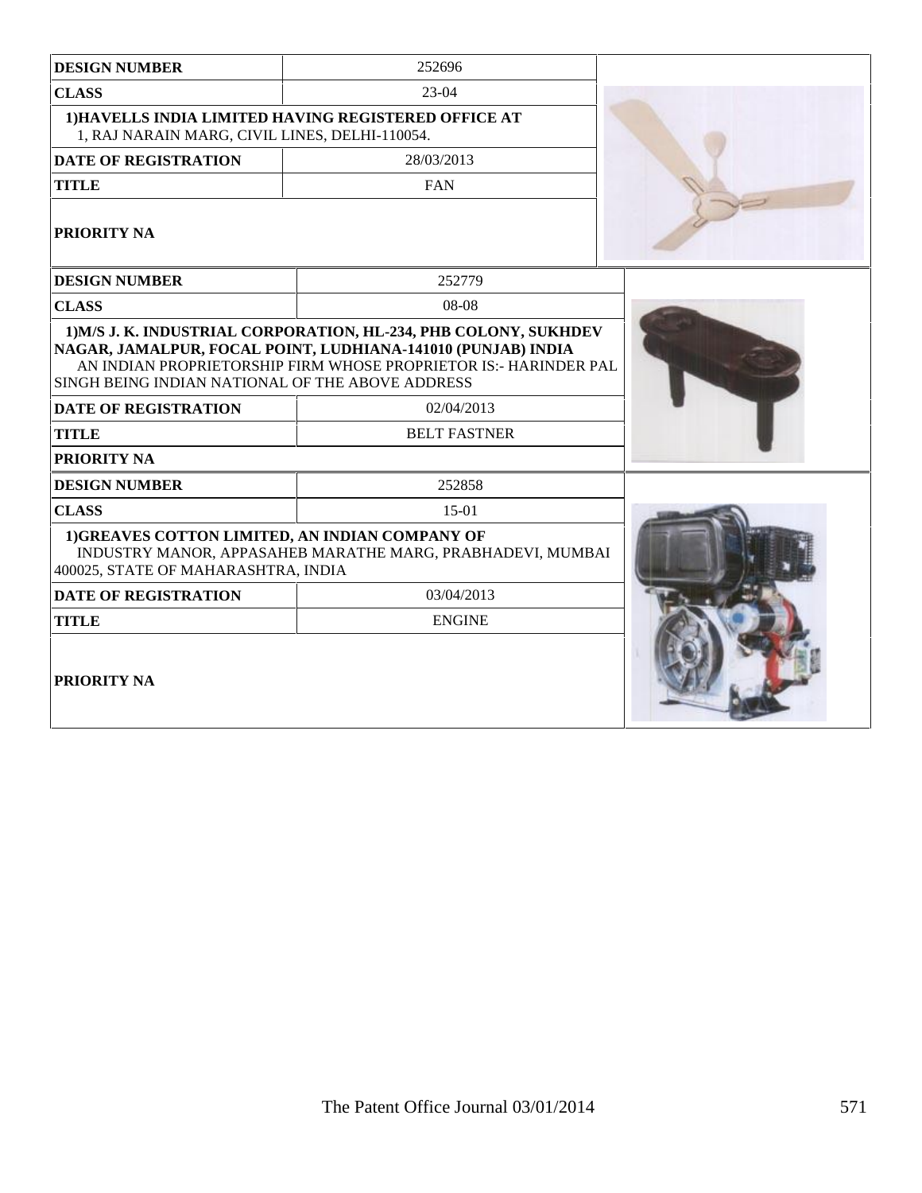| DESIGN NUMBER | 252696 |
|---|---|
| CLASS | 23-04 |
| 1)HAVELLS INDIA LIMITED HAVING REGISTERED OFFICE AT 1, RAJ NARAIN MARG, CIVIL LINES, DELHI-110054. | |
| DATE OF REGISTRATION | 28/03/2013 |
| TITLE | FAN |
| PRIORITY NA | |

| DESIGN NUMBER | 252779 |
|---|---|
| CLASS | 08-08 |
| 1)M/S J. K. INDUSTRIAL CORPORATION, HL-234, PHB COLONY, SUKHDEV NAGAR, JAMALPUR, FOCAL POINT, LUDHIANA-141010 (PUNJAB) INDIA AN INDIAN PROPRIETORSHIP FIRM WHOSE PROPRIETOR IS:- HARINDER PAL SINGH BEING INDIAN NATIONAL OF THE ABOVE ADDRESS | |
| DATE OF REGISTRATION | 02/04/2013 |
| TITLE | BELT FASTNER |
| PRIORITY NA | |

| DESIGN NUMBER | 252858 |
|---|---|
| CLASS | 15-01 |
| 1)GREAVES COTTON LIMITED, AN INDIAN COMPANY OF INDUSTRY MANOR, APPASAHEB MARATHE MARG, PRABHADEVI, MUMBAI 400025, STATE OF MAHARASHTRA, INDIA | |
| DATE OF REGISTRATION | 03/04/2013 |
| TITLE | ENGINE |
| PRIORITY NA | |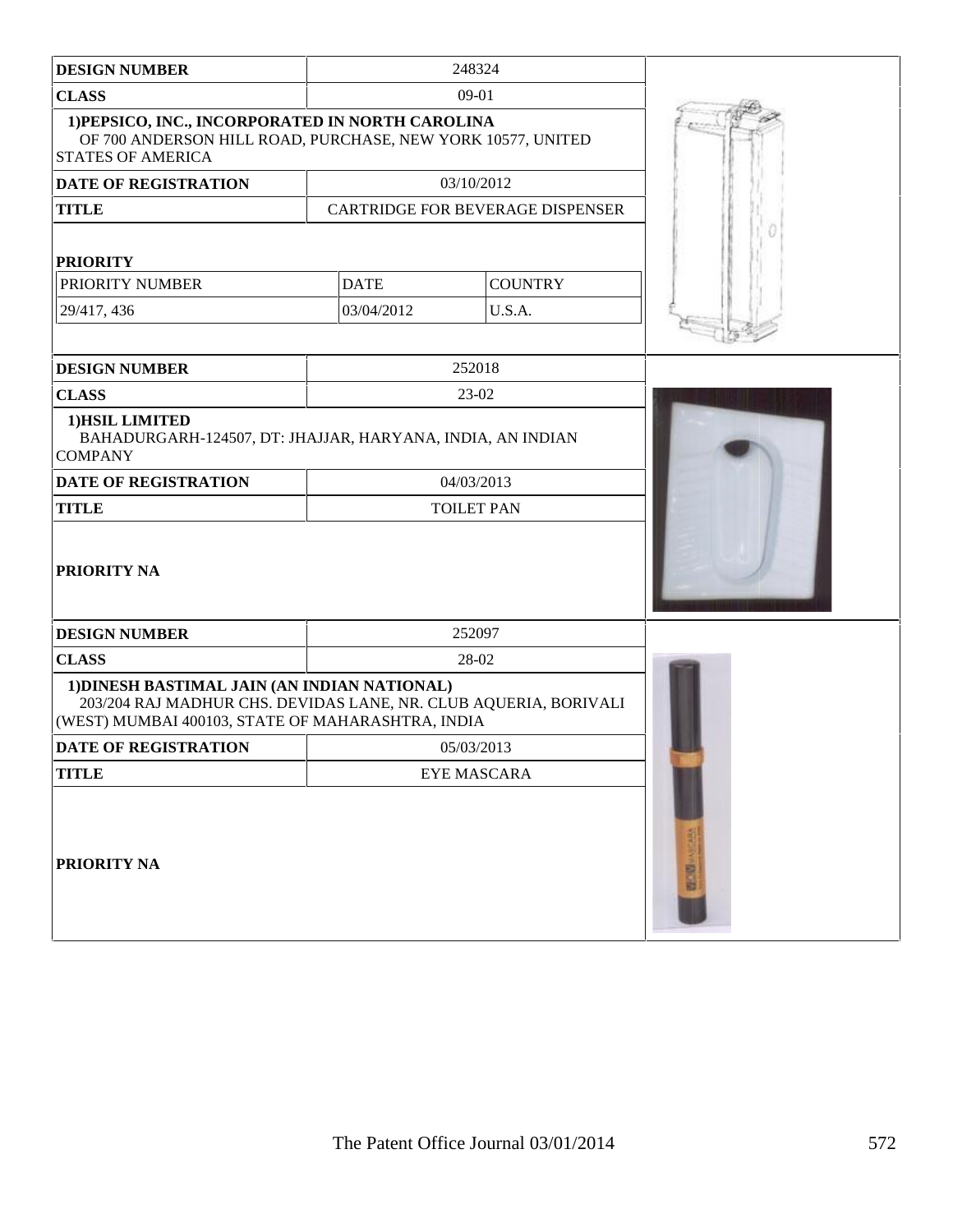| DESIGN NUMBER | 248324 | |
|---|---|---|
| CLASS | 09-01 | |
| **1)PEPSICO, INC., INCORPORATED IN NORTH CAROLINA** OF 700 ANDERSON HILL ROAD, PURCHASE, NEW YORK 10577, UNITED STATES OF AMERICA | | |
| DATE OF REGISTRATION | 03/10/2012 | |
| TITLE | CARTRIDGE FOR BEVERAGE DISPENSER | |
| **PRIORITY** | | |
| PRIORITY NUMBER | DATE | COUNTRY |
| 29/417, 436 | 03/04/2012 | U.S.A. |

| DESIGN NUMBER | 252018 |
|---|---|
| CLASS | 23-02 |
| **1)HSIL LIMITED** BAHADURGARH-124507, DT: JHAJJAR, HARYANA, INDIA, AN INDIAN COMPANY | |
| DATE OF REGISTRATION | 04/03/2013 |
| TITLE | TOILET PAN |
| **PRIORITY NA** | |

| DESIGN NUMBER | 252097 |
|---|---|
| CLASS | 28-02 |
| **1)DINESH BASTIMAL JAIN (AN INDIAN NATIONAL)** 203/204 RAJ MADHUR CHS. DEVIDAS LANE, NR. CLUB AQUERIA, BORIVALI (WEST) MUMBAI 400103, STATE OF MAHARASHTRA, INDIA | |
| DATE OF REGISTRATION | 05/03/2013 |
| TITLE | EYE MASCARA |
| **PRIORITY NA** | |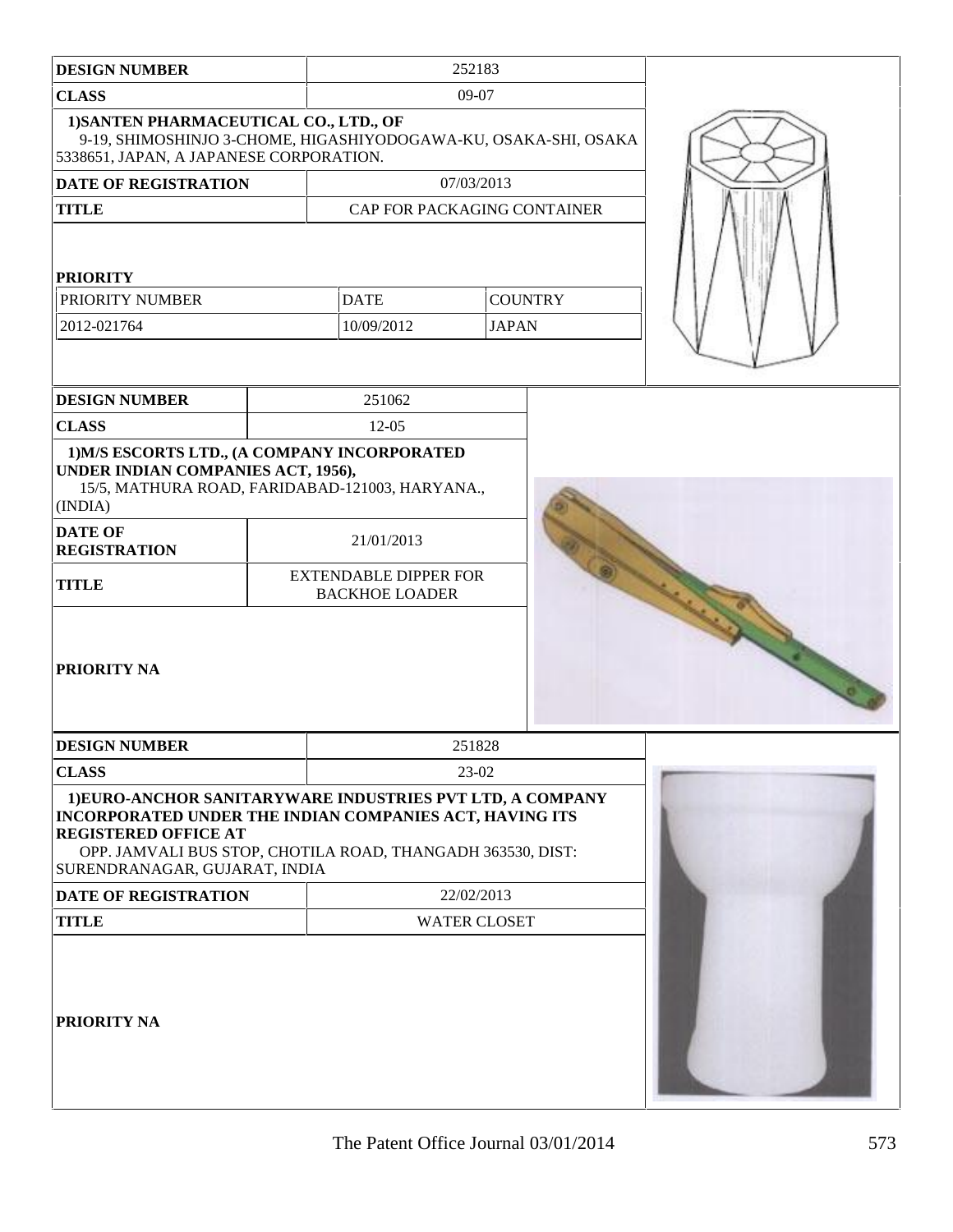| DESIGN NUMBER | 252183 | |
|---|---|---|
| CLASS | 09-07 | |
| 1)SANTEN PHARMACEUTICAL CO., LTD., OF 9-19, SHIMOSHINJO 3-CHOME, HIGASHIYODOGAWA-KU, OSAKA-SHI, OSAKA 5338651, JAPAN, A JAPANESE CORPORATION. | | |
| DATE OF REGISTRATION | 07/03/2013 | |
| TITLE | CAP FOR PACKAGING CONTAINER | |
| PRIORITY | | |
| PRIORITY NUMBER | DATE | COUNTRY |
| 2012-021764 | 10/09/2012 | JAPAN |

| DESIGN NUMBER | 251062 |
|---|---|
| CLASS | 12-05 |
| 1)M/S ESCORTS LTD., (A COMPANY INCORPORATED UNDER INDIAN COMPANIES ACT, 1956), 15/5, MATHURA ROAD, FARIDABAD-121003, HARYANA., (INDIA) | |
| DATE OF REGISTRATION | 21/01/2013 |
| TITLE | EXTENDABLE DIPPER FOR BACKHOE LOADER |
| PRIORITY NA | |

| DESIGN NUMBER | 251828 |
|---|---|
| CLASS | 23-02 |
| 1)EURO-ANCHOR SANITARYWARE INDUSTRIES PVT LTD, A COMPANY INCORPORATED UNDER THE INDIAN COMPANIES ACT, HAVING ITS REGISTERED OFFICE AT OPP. JAMVALI BUS STOP, CHOTILA ROAD, THANGADH 363530, DIST: SURENDRANAGAR, GUJARAT, INDIA | |
| DATE OF REGISTRATION | 22/02/2013 |
| TITLE | WATER CLOSET |
| PRIORITY NA | |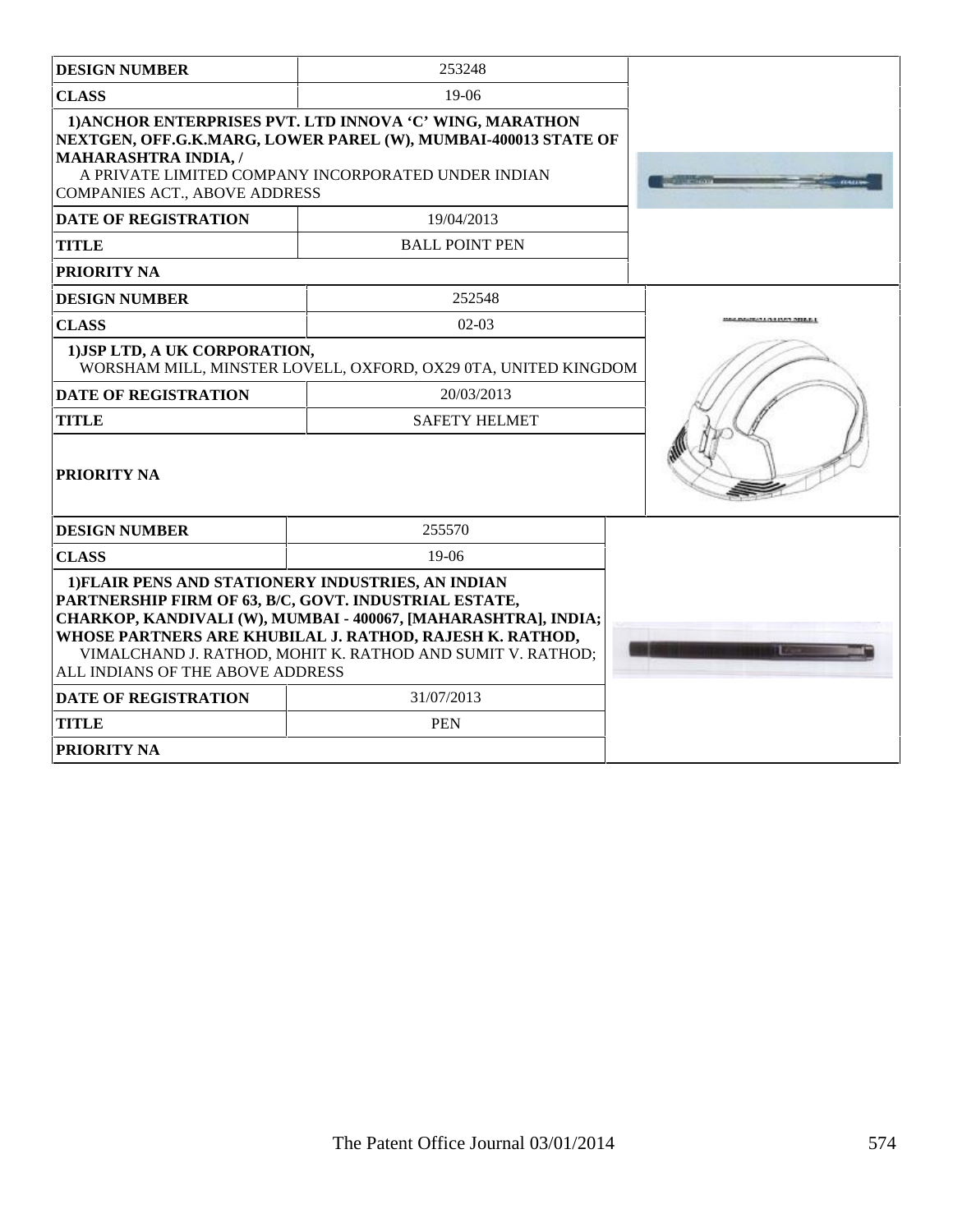| DESIGN NUMBER | 253248 |
|---|---|
| CLASS | 19-06 |
| 1)ANCHOR ENTERPRISES PVT. LTD INNOVA 'C' WING, MARATHON NEXTGEN, OFF.G.K.MARG, LOWER PAREL (W), MUMBAI-400013 STATE OF MAHARASHTRA INDIA, / A PRIVATE LIMITED COMPANY INCORPORATED UNDER INDIAN COMPANIES ACT., ABOVE ADDRESS | |
| DATE OF REGISTRATION | 19/04/2013 |
| TITLE | BALL POINT PEN |
| PRIORITY NA | |

| DESIGN NUMBER | 252548 |
|---|---|
| CLASS | 02-03 |
| 1)JSP LTD, A UK CORPORATION, WORSHAM MILL, MINSTER LOVELL, OXFORD, OX29 0TA, UNITED KINGDOM | |
| DATE OF REGISTRATION | 20/03/2013 |
| TITLE | SAFETY HELMET |
| PRIORITY NA | |

| DESIGN NUMBER | 255570 |
|---|---|
| CLASS | 19-06 |
| 1)FLAIR PENS AND STATIONERY INDUSTRIES, AN INDIAN PARTNERSHIP FIRM OF 63, B/C, GOVT. INDUSTRIAL ESTATE, CHARKOP, KANDIVALI (W), MUMBAI - 400067, [MAHARASHTRA], INDIA; WHOSE PARTNERS ARE KHUBILAL J. RATHOD, RAJESH K. RATHOD, VIMALCHAND J. RATHOD, MOHIT K. RATHOD AND SUMIT V. RATHOD; ALL INDIANS OF THE ABOVE ADDRESS | |
| DATE OF REGISTRATION | 31/07/2013 |
| TITLE | PEN |
| PRIORITY NA | |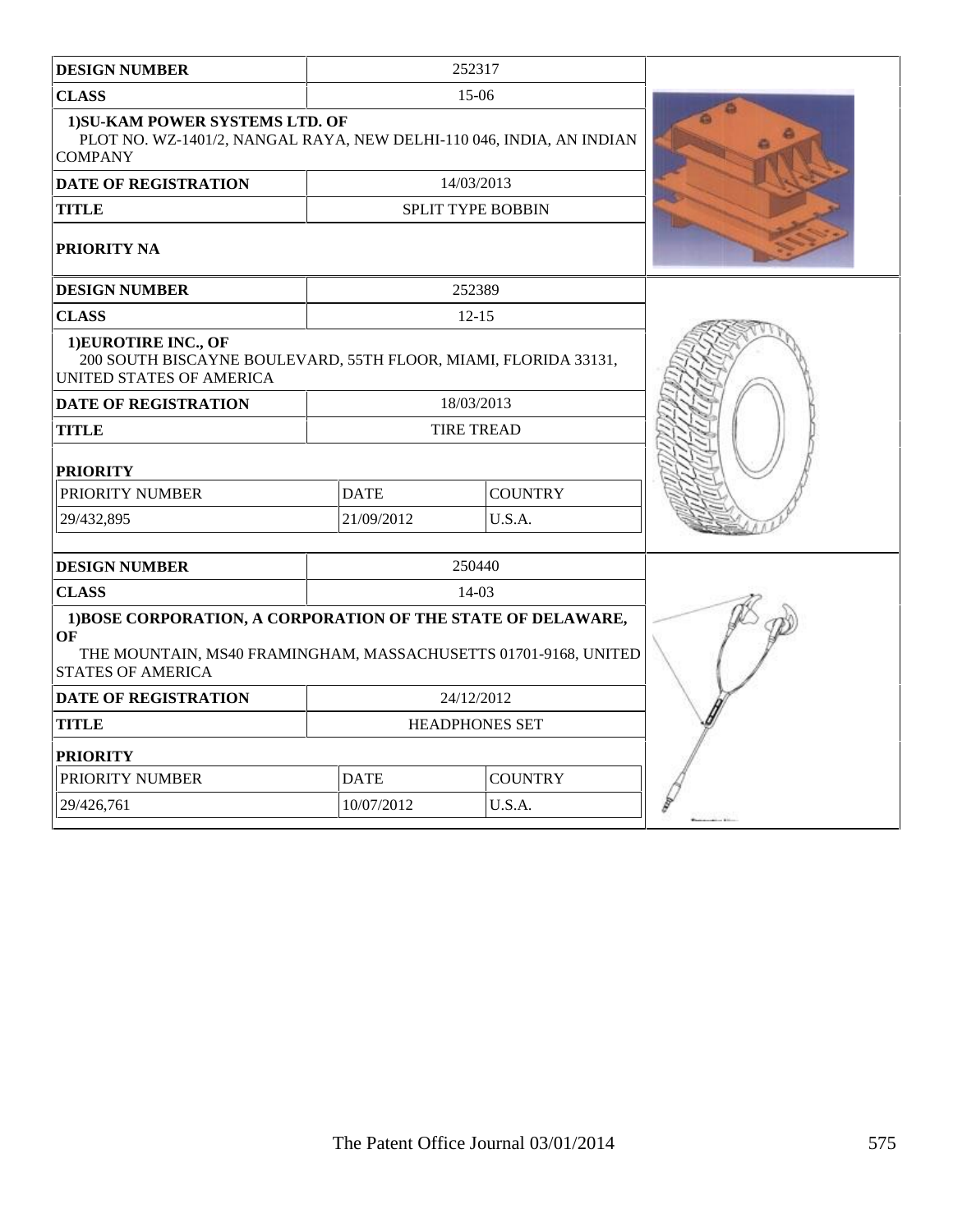| DESIGN NUMBER | 252317 | |
|---|---|---|
| CLASS | 15-06 | |
| **1)SU-KAM POWER SYSTEMS LTD. OF** PLOT NO. WZ-1401/2, NANGAL RAYA, NEW DELHI-110 046, INDIA, AN INDIAN COMPANY | | |
| DATE OF REGISTRATION | 14/03/2013 | |
| TITLE | SPLIT TYPE BOBBIN | |
| PRIORITY NA | | |

| DESIGN NUMBER | 252389 | |
|---|---|---|
| CLASS | 12-15 | |
| **1)EUROTIRE INC., OF** 200 SOUTH BISCAYNE BOULEVARD, 55TH FLOOR, MIAMI, FLORIDA 33131, UNITED STATES OF AMERICA | | |
| DATE OF REGISTRATION | 18/03/2013 | |
| TITLE | TIRE TREAD | |
| **PRIORITY** | | |
| PRIORITY NUMBER | DATE | COUNTRY |
| 29/432,895 | 21/09/2012 | U.S.A. |

| DESIGN NUMBER | 250440 | |
|---|---|---|
| CLASS | 14-03 | |
| **1)BOSE CORPORATION, A CORPORATION OF THE STATE OF DELAWARE, OF** THE MOUNTAIN, MS40 FRAMINGHAM, MASSACHUSETTS 01701-9168, UNITED STATES OF AMERICA | | |
| DATE OF REGISTRATION | 24/12/2012 | |
| TITLE | HEADPHONES SET | |
| **PRIORITY** | | |
| PRIORITY NUMBER | DATE | COUNTRY |
| 29/426,761 | 10/07/2012 | U.S.A. |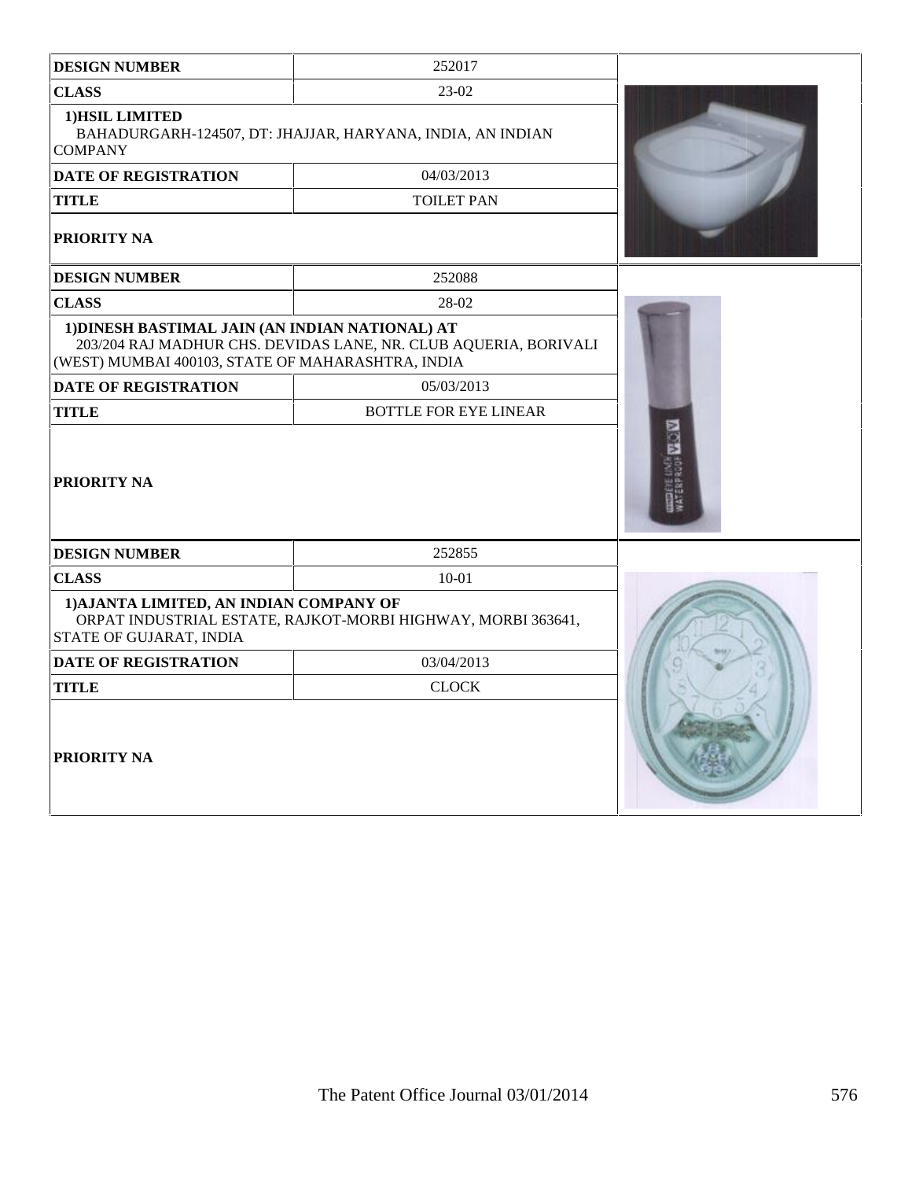| DESIGN NUMBER | 252017 |
|---|---|
| CLASS | 23-02 |
| **1)HSIL LIMITED** BAHADURGARH-124507, DT: JHAJJAR, HARYANA, INDIA, AN INDIAN COMPANY | |
| DATE OF REGISTRATION | 04/03/2013 |
| TITLE | TOILET PAN |
| PRIORITY NA | |

| DESIGN NUMBER | 252088 |
|---|---|
| CLASS | 28-02 |
| **1)DINESH BASTIMAL JAIN (AN INDIAN NATIONAL) AT** 203/204 RAJ MADHUR CHS. DEVIDAS LANE, NR. CLUB AQUERIA, BORIVALI (WEST) MUMBAI 400103, STATE OF MAHARASHTRA, INDIA | |
| DATE OF REGISTRATION | 05/03/2013 |
| TITLE | BOTTLE FOR EYE LINEAR |
| PRIORITY NA | |

| DESIGN NUMBER | 252855 |
|---|---|
| CLASS | 10-01 |
| **1)AJANTA LIMITED, AN INDIAN COMPANY OF** ORPAT INDUSTRIAL ESTATE, RAJKOT-MORBI HIGHWAY, MORBI 363641, STATE OF GUJARAT, INDIA | |
| DATE OF REGISTRATION | 03/04/2013 |
| TITLE | CLOCK |
| PRIORITY NA | |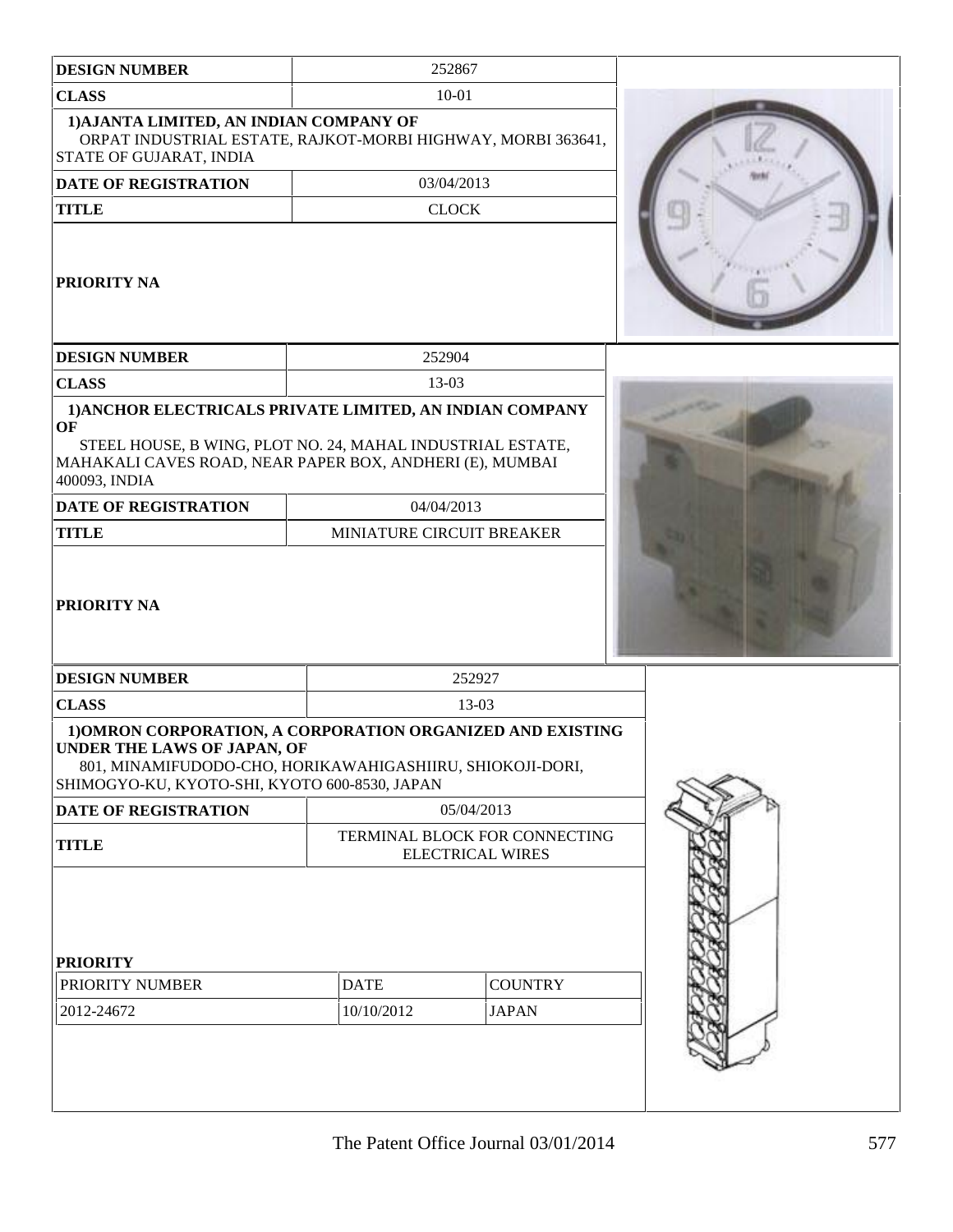| DESIGN NUMBER | 252867 |
|---|---|
| CLASS | 10-01 |
| 1)AJANTA LIMITED, AN INDIAN COMPANY OF ORPAT INDUSTRIAL ESTATE, RAJKOT-MORBI HIGHWAY, MORBI 363641, STATE OF GUJARAT, INDIA | |
| DATE OF REGISTRATION | 03/04/2013 |
| TITLE | CLOCK |
| PRIORITY NA | |

| DESIGN NUMBER | 252904 |
|---|---|
| CLASS | 13-03 |
| 1)ANCHOR ELECTRICALS PRIVATE LIMITED, AN INDIAN COMPANY OF STEEL HOUSE, B WING, PLOT NO. 24, MAHAL INDUSTRIAL ESTATE, MAHAKALI CAVES ROAD, NEAR PAPER BOX, ANDHERI (E), MUMBAI 400093, INDIA | |
| DATE OF REGISTRATION | 04/04/2013 |
| TITLE | MINIATURE CIRCUIT BREAKER |
| PRIORITY NA | |

| DESIGN NUMBER | 252927 |
|---|---|
| CLASS | 13-03 |
| 1)OMRON CORPORATION, A CORPORATION ORGANIZED AND EXISTING UNDER THE LAWS OF JAPAN, OF 801, MINAMIFUDODO-CHO, HORIKAWAHIGASHIIRU, SHIOKOJI-DORI, SHIMOGYO-KU, KYOTO-SHI, KYOTO 600-8530, JAPAN | |
| DATE OF REGISTRATION | 05/04/2013 |
| TITLE | TERMINAL BLOCK FOR CONNECTING ELECTRICAL WIRES |

**PRIORITY**

| PRIORITY NUMBER | DATE | COUNTRY |
|---|---|---|
| 2012-24672 | 10/10/2012 | JAPAN |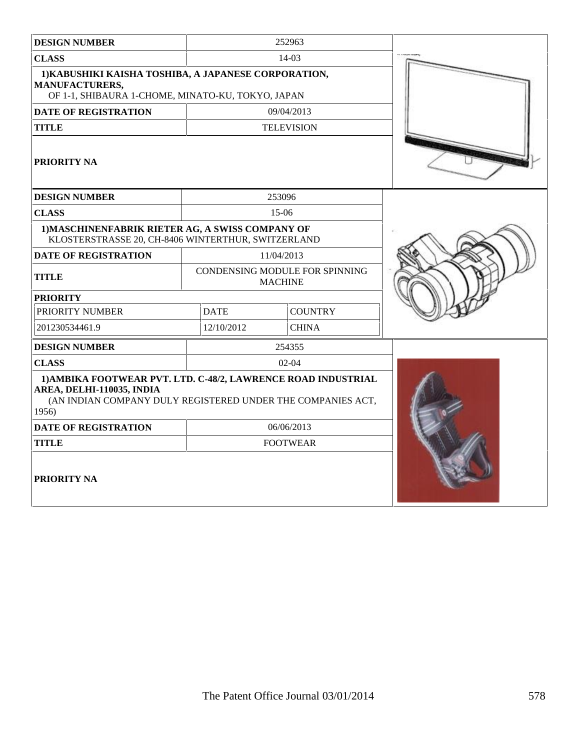| DESIGN NUMBER | 252963 |
|---|---|
| CLASS | 14-03 |
| 1)KABUSHIKI KAISHA TOSHIBA, A JAPANESE CORPORATION, MANUFACTURERS, OF 1-1, SHIBAURA 1-CHOME, MINATO-KU, TOKYO, JAPAN | |
| DATE OF REGISTRATION | 09/04/2013 |
| TITLE | TELEVISION |
| PRIORITY NA | |

| DESIGN NUMBER | 253096 | |
|---|---|---|
| CLASS | 15-06 | |
| 1)MASCHINENFABRIK RIETER AG, A SWISS COMPANY OF KLOSTERSTRASSE 20, CH-8406 WINTERTHUR, SWITZERLAND | | |
| DATE OF REGISTRATION | 11/04/2013 | |
| TITLE | CONDENSING MODULE FOR SPINNING MACHINE | |
| PRIORITY | | |
| PRIORITY NUMBER | DATE | COUNTRY |
| 201230534461.9 | 12/10/2012 | CHINA |

| DESIGN NUMBER | 254355 |
|---|---|
| CLASS | 02-04 |
| 1)AMBIKA FOOTWEAR PVT. LTD. C-48/2, LAWRENCE ROAD INDUSTRIAL AREA, DELHI-110035, INDIA (AN INDIAN COMPANY DULY REGISTERED UNDER THE COMPANIES ACT, 1956) | |
| DATE OF REGISTRATION | 06/06/2013 |
| TITLE | FOOTWEAR |
| PRIORITY NA | |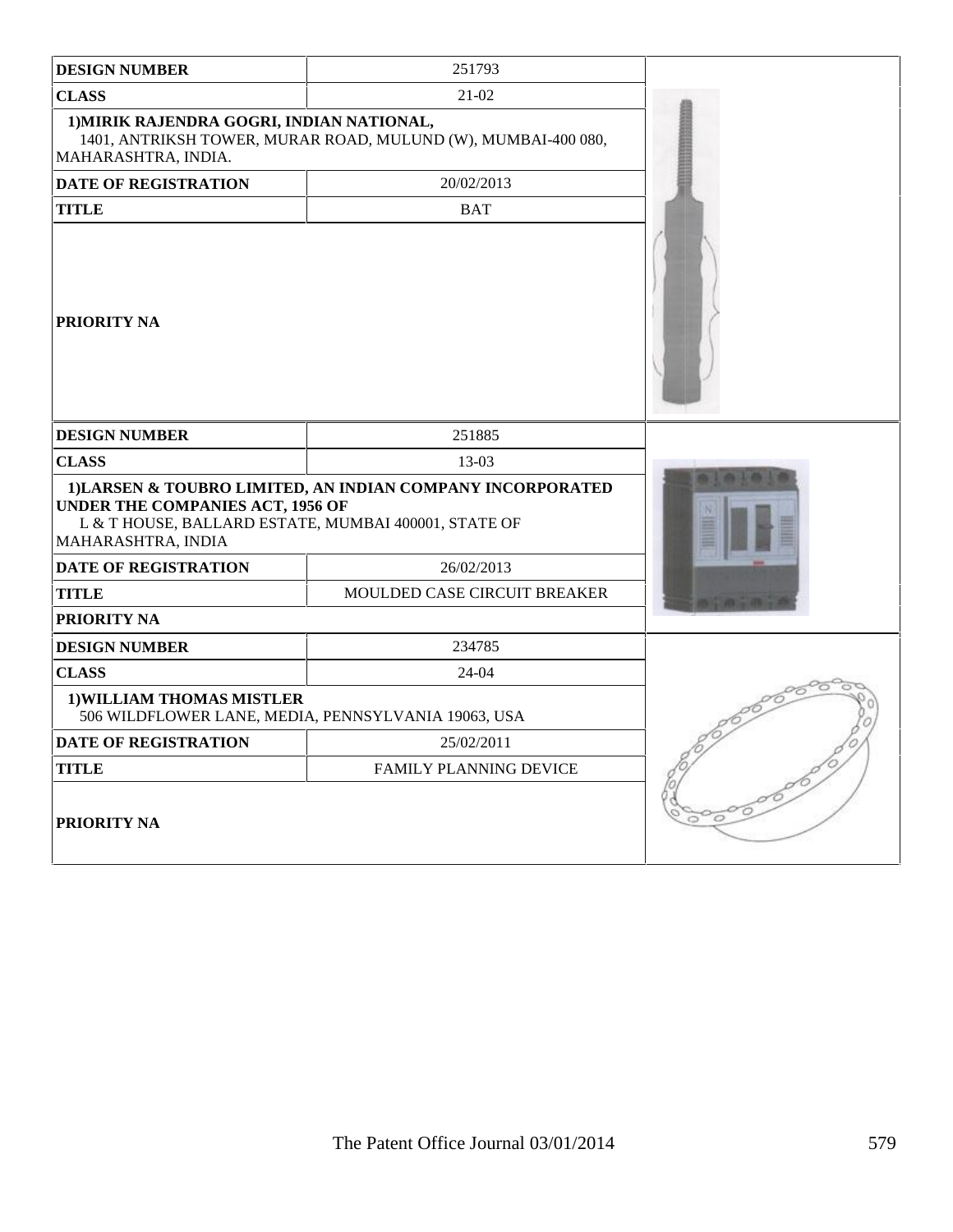| DESIGN NUMBER | 251793 |
| --- | --- |
| CLASS | 21-02 |
| 1)MIRIK RAJENDRA GOGRI, INDIAN NATIONAL, 1401, ANTRIKSH TOWER, MURAR ROAD, MULUND (W), MUMBAI-400 080, MAHARASHTRA, INDIA. | |
| DATE OF REGISTRATION | 20/02/2013 |
| TITLE | BAT |
| PRIORITY NA | |

| DESIGN NUMBER | 251885 |
| --- | --- |
| CLASS | 13-03 |
| 1)LARSEN & TOUBRO LIMITED, AN INDIAN COMPANY INCORPORATED UNDER THE COMPANIES ACT, 1956 OF L & T HOUSE, BALLARD ESTATE, MUMBAI 400001, STATE OF MAHARASHTRA, INDIA | |
| DATE OF REGISTRATION | 26/02/2013 |
| TITLE | MOULDED CASE CIRCUIT BREAKER |
| PRIORITY NA | |

| DESIGN NUMBER | 234785 |
| --- | --- |
| CLASS | 24-04 |
| 1)WILLIAM THOMAS MISTLER 506 WILDFLOWER LANE, MEDIA, PENNSYLVANIA 19063, USA | |
| DATE OF REGISTRATION | 25/02/2011 |
| TITLE | FAMILY PLANNING DEVICE |
| PRIORITY NA | |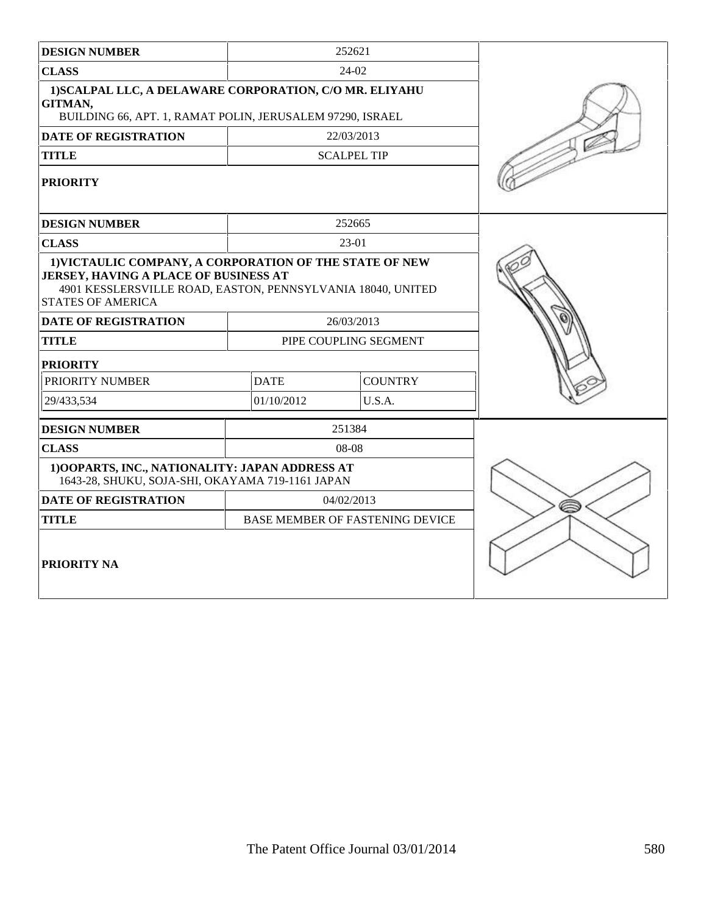| DESIGN NUMBER | 252621 | |
|---|---|---|
| CLASS | 24-02 | |
| **1)SCALPAL LLC, A DELAWARE CORPORATION, C/O MR. ELIYAHU GITMAN,** BUILDING 66, APT. 1, RAMAT POLIN, JERUSALEM 97290, ISRAEL | | |
| DATE OF REGISTRATION | 22/03/2013 | |
| TITLE | SCALPEL TIP | |
| PRIORITY | | |

| DESIGN NUMBER | 252665 | |
|---|---|---|
| CLASS | 23-01 | |
| **1)VICTAULIC COMPANY, A CORPORATION OF THE STATE OF NEW JERSEY, HAVING A PLACE OF BUSINESS AT** 4901 KESSLERSVILLE ROAD, EASTON, PENNSYLVANIA 18040, UNITED STATES OF AMERICA | | |
| DATE OF REGISTRATION | 26/03/2013 | |
| TITLE | PIPE COUPLING SEGMENT | |
| PRIORITY | | |
| PRIORITY NUMBER | DATE | COUNTRY |
| 29/433,534 | 01/10/2012 | U.S.A. |

| DESIGN NUMBER | 251384 |
|---|---|
| CLASS | 08-08 |
| **1)OOPARTS, INC., NATIONALITY: JAPAN ADDRESS AT** 1643-28, SHUKU, SOJA-SHI, OKAYAMA 719-1161 JAPAN | |
| DATE OF REGISTRATION | 04/02/2013 |
| TITLE | BASE MEMBER OF FASTENING DEVICE |
| PRIORITY NA | |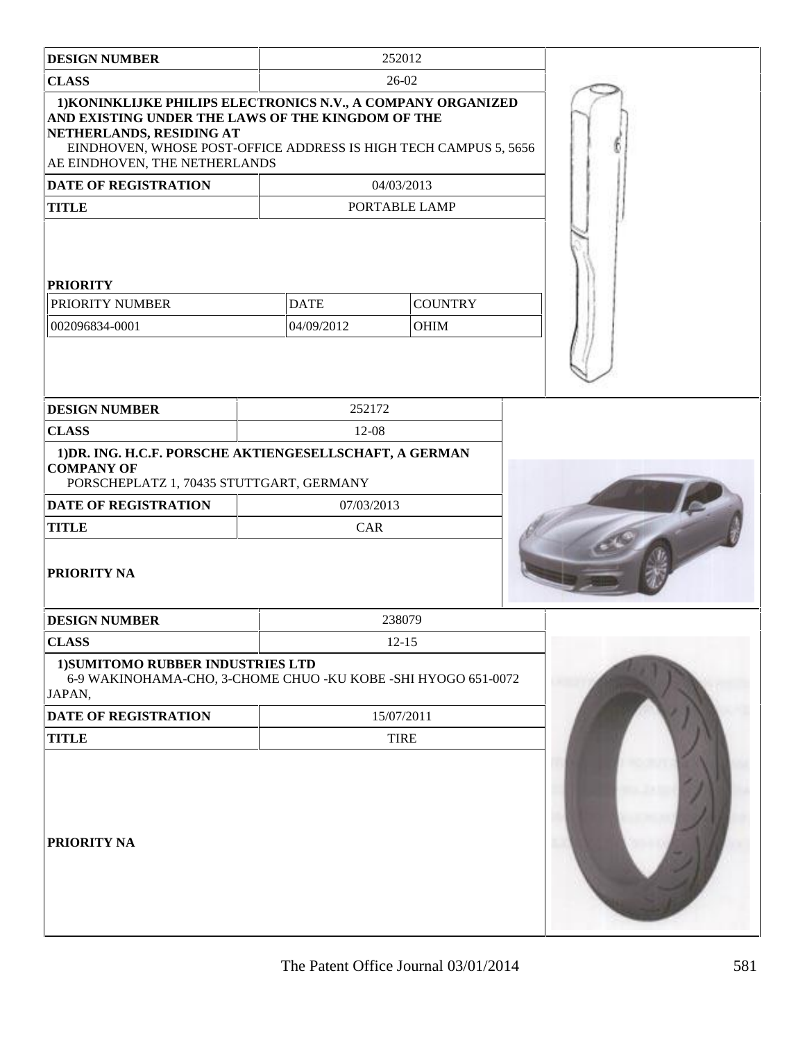| DESIGN NUMBER | 252012 | |
|---|---|---|
| CLASS | 26-02 | |
| 1)KONINKLIJKE PHILIPS ELECTRONICS N.V., A COMPANY ORGANIZED AND EXISTING UNDER THE LAWS OF THE KINGDOM OF THE NETHERLANDS, RESIDING AT EINDHOVEN, WHOSE POST-OFFICE ADDRESS IS HIGH TECH CAMPUS 5, 5656 AE EINDHOVEN, THE NETHERLANDS | | |
| DATE OF REGISTRATION | 04/03/2013 | |
| TITLE | PORTABLE LAMP | |
| PRIORITY | | |
| PRIORITY NUMBER | DATE | COUNTRY |
| 002096834-0001 | 04/09/2012 | OHIM |

| DESIGN NUMBER | 252172 |
|---|---|
| CLASS | 12-08 |
| 1)DR. ING. H.C.F. PORSCHE AKTIENGESELLSCHAFT, A GERMAN COMPANY OF PORSCHEPLATZ 1, 70435 STUTTGART, GERMANY | |
| DATE OF REGISTRATION | 07/03/2013 |
| TITLE | CAR |
| PRIORITY NA | |

| DESIGN NUMBER | 238079 |
|---|---|
| CLASS | 12-15 |
| 1)SUMITOMO RUBBER INDUSTRIES LTD 6-9 WAKINOHAMA-CHO, 3-CHOME CHUO -KU KOBE -SHI HYOGO 651-0072 JAPAN, | |
| DATE OF REGISTRATION | 15/07/2011 |
| TITLE | TIRE |
| PRIORITY NA | |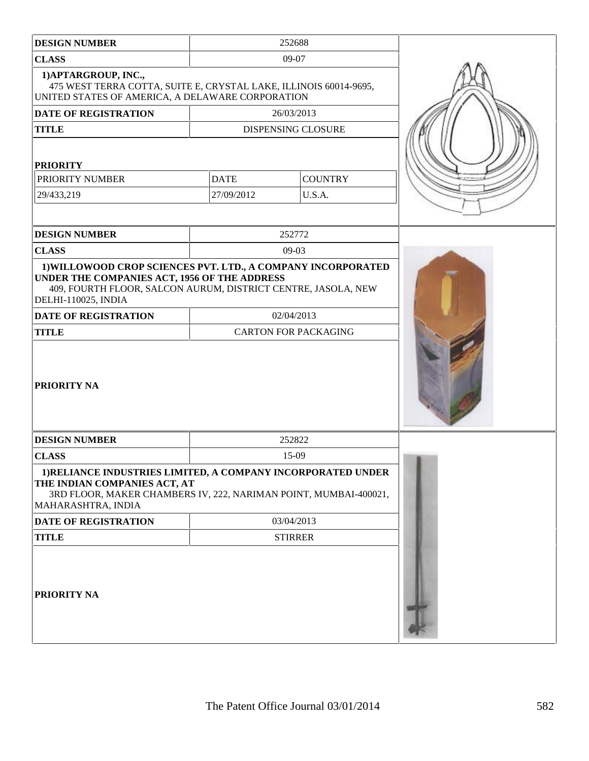| DESIGN NUMBER | 252688 | |
|---|---|---|
| CLASS | 09-07 | |
| 1)APTARGROUP, INC., 475 WEST TERRA COTTA, SUITE E, CRYSTAL LAKE, ILLINOIS 60014-9695, UNITED STATES OF AMERICA, A DELAWARE CORPORATION | | |
| DATE OF REGISTRATION | 26/03/2013 | |
| TITLE | DISPENSING CLOSURE | |
| PRIORITY | | |
| PRIORITY NUMBER | DATE | COUNTRY |
| 29/433,219 | 27/09/2012 | U.S.A. |

| DESIGN NUMBER | 252772 |
|---|---|
| CLASS | 09-03 |
| 1)WILLOWOOD CROP SCIENCES PVT. LTD., A COMPANY INCORPORATED UNDER THE COMPANIES ACT, 1956 OF THE ADDRESS 409, FOURTH FLOOR, SALCON AURUM, DISTRICT CENTRE, JASOLA, NEW DELHI-110025, INDIA | |
| DATE OF REGISTRATION | 02/04/2013 |
| TITLE | CARTON FOR PACKAGING |
| PRIORITY NA | |

| DESIGN NUMBER | 252822 |
|---|---|
| CLASS | 15-09 |
| 1)RELIANCE INDUSTRIES LIMITED, A COMPANY INCORPORATED UNDER THE INDIAN COMPANIES ACT, AT 3RD FLOOR, MAKER CHAMBERS IV, 222, NARIMAN POINT, MUMBAI-400021, MAHARASHTRA, INDIA | |
| DATE OF REGISTRATION | 03/04/2013 |
| TITLE | STIRRER |
| PRIORITY NA | |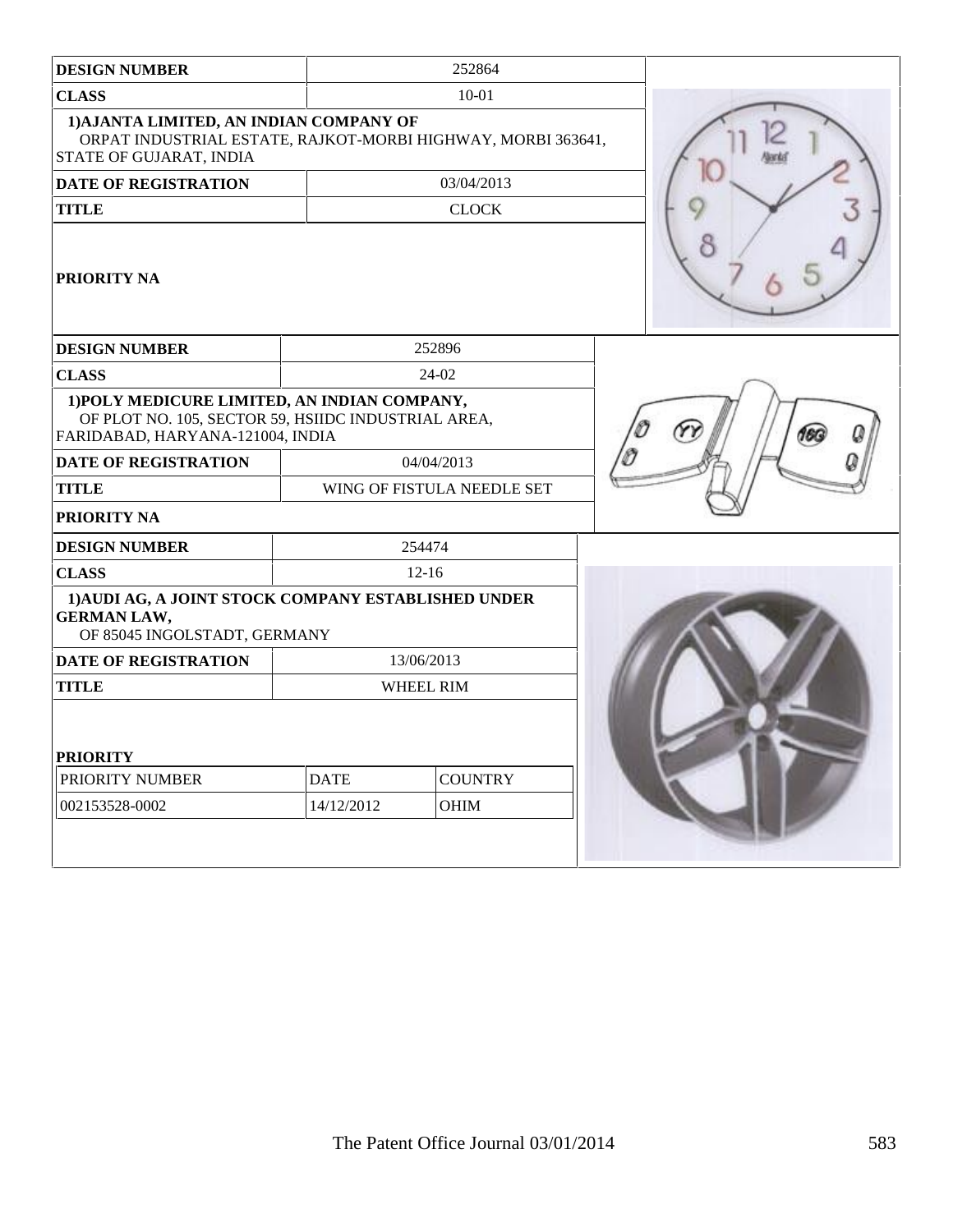| DESIGN NUMBER | 252864 |
|---|---|
| CLASS | 10-01 |
| 1)AJANTA LIMITED, AN INDIAN COMPANY OF ORPAT INDUSTRIAL ESTATE, RAJKOT-MORBI HIGHWAY, MORBI 363641, STATE OF GUJARAT, INDIA | |
| DATE OF REGISTRATION | 03/04/2013 |
| TITLE | CLOCK |
| PRIORITY NA | |

| DESIGN NUMBER | 252896 |
|---|---|
| CLASS | 24-02 |
| 1)POLY MEDICURE LIMITED, AN INDIAN COMPANY, OF PLOT NO. 105, SECTOR 59, HSIIDC INDUSTRIAL AREA, FARIDABAD, HARYANA-121004, INDIA | |
| DATE OF REGISTRATION | 04/04/2013 |
| TITLE | WING OF FISTULA NEEDLE SET |
| PRIORITY NA | |

| DESIGN NUMBER | 254474 |
|---|---|
| CLASS | 12-16 |
| 1)AUDI AG, A JOINT STOCK COMPANY ESTABLISHED UNDER GERMAN LAW, OF 85045 INGOLSTADT, GERMANY | |
| DATE OF REGISTRATION | 13/06/2013 |
| TITLE | WHEEL RIM |

**PRIORITY**

| PRIORITY NUMBER | DATE | COUNTRY |
|---|---|---|
| 002153528-0002 | 14/12/2012 | OHIM |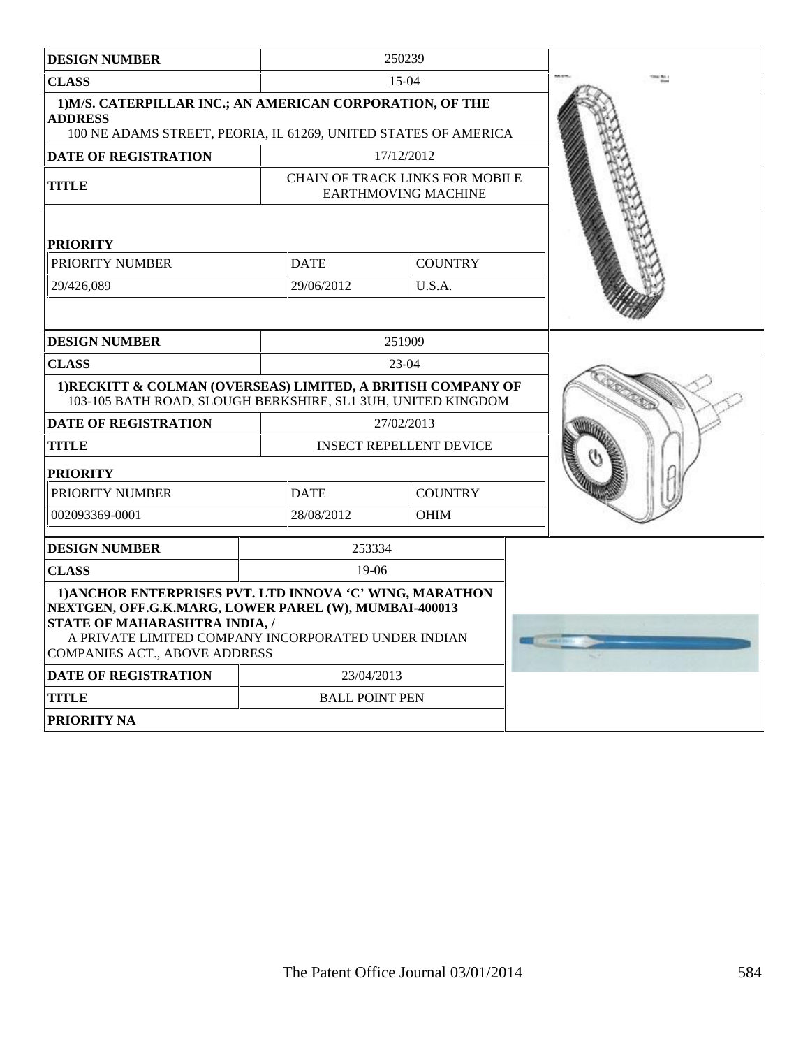| DESIGN NUMBER | 250239 | |
|---|---|---|
| CLASS | 15-04 | |
| 1)M/S. CATERPILLAR INC.; AN AMERICAN CORPORATION, OF THE ADDRESS 100 NE ADAMS STREET, PEORIA, IL 61269, UNITED STATES OF AMERICA | | |
| DATE OF REGISTRATION | 17/12/2012 | |
| TITLE | CHAIN OF TRACK LINKS FOR MOBILE EARTHMOVING MACHINE | |
| PRIORITY | | |
| PRIORITY NUMBER | DATE | COUNTRY |
| 29/426,089 | 29/06/2012 | U.S.A. |

| DESIGN NUMBER | 251909 | |
|---|---|---|
| CLASS | 23-04 | |
| 1)RECKITT & COLMAN (OVERSEAS) LIMITED, A BRITISH COMPANY OF 103-105 BATH ROAD, SLOUGH BERKSHIRE, SL1 3UH, UNITED KINGDOM | | |
| DATE OF REGISTRATION | 27/02/2013 | |
| TITLE | INSECT REPELLENT DEVICE | |
| PRIORITY | | |
| PRIORITY NUMBER | DATE | COUNTRY |
| 002093369-0001 | 28/08/2012 | OHIM |

| DESIGN NUMBER | 253334 |
|---|---|
| CLASS | 19-06 |
| 1)ANCHOR ENTERPRISES PVT. LTD INNOVA 'C' WING, MARATHON NEXTGEN, OFF.G.K.MARG, LOWER PAREL (W), MUMBAI-400013 STATE OF MAHARASHTRA INDIA, / A PRIVATE LIMITED COMPANY INCORPORATED UNDER INDIAN COMPANIES ACT., ABOVE ADDRESS | |
| DATE OF REGISTRATION | 23/04/2013 |
| TITLE | BALL POINT PEN |
| PRIORITY NA | |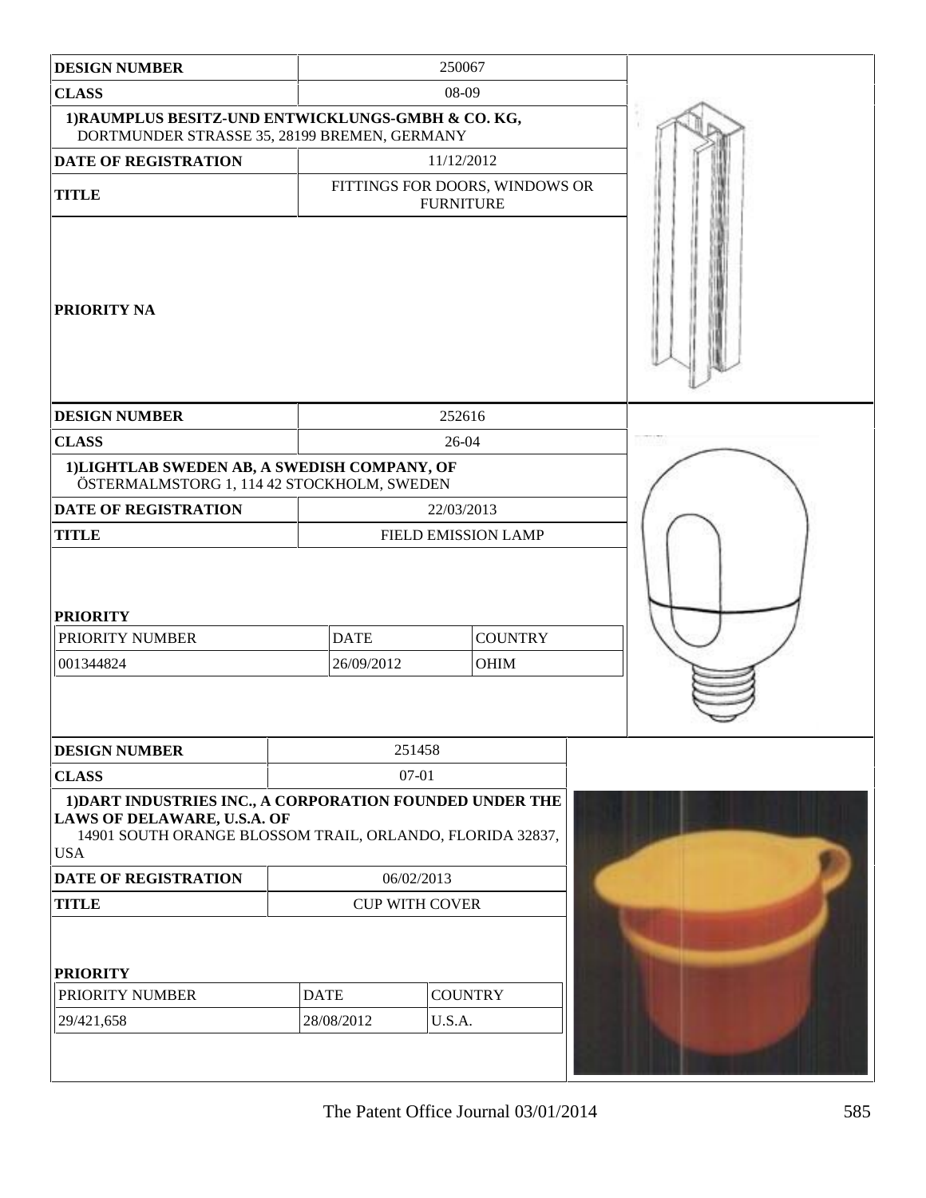| DESIGN NUMBER | 250067 |
|---|---|
| CLASS | 08-09 |
| 1)RAUMPLUS BESITZ-UND ENTWICKLUNGS-GMBH & CO. KG, DORTMUNDER STRASSE 35, 28199 BREMEN, GERMANY | |
| DATE OF REGISTRATION | 11/12/2012 |
| TITLE | FITTINGS FOR DOORS, WINDOWS OR FURNITURE |
| PRIORITY NA | |

| DESIGN NUMBER | 252616 | |
|---|---|---|
| CLASS | 26-04 | |
| 1)LIGHTLAB SWEDEN AB, A SWEDISH COMPANY, OF ÖSTERMALMSTORG 1, 114 42 STOCKHOLM, SWEDEN | | |
| DATE OF REGISTRATION | 22/03/2013 | |
| TITLE | FIELD EMISSION LAMP | |
| PRIORITY | | |
| PRIORITY NUMBER | DATE | COUNTRY |
| 001344824 | 26/09/2012 | OHIM |

| DESIGN NUMBER | 251458 | |
|---|---|---|
| CLASS | 07-01 | |
| 1)DART INDUSTRIES INC., A CORPORATION FOUNDED UNDER THE LAWS OF DELAWARE, U.S.A. OF 14901 SOUTH ORANGE BLOSSOM TRAIL, ORLANDO, FLORIDA 32837, USA | | |
| DATE OF REGISTRATION | 06/02/2013 | |
| TITLE | CUP WITH COVER | |
| PRIORITY | | |
| PRIORITY NUMBER | DATE | COUNTRY |
| 29/421,658 | 28/08/2012 | U.S.A. |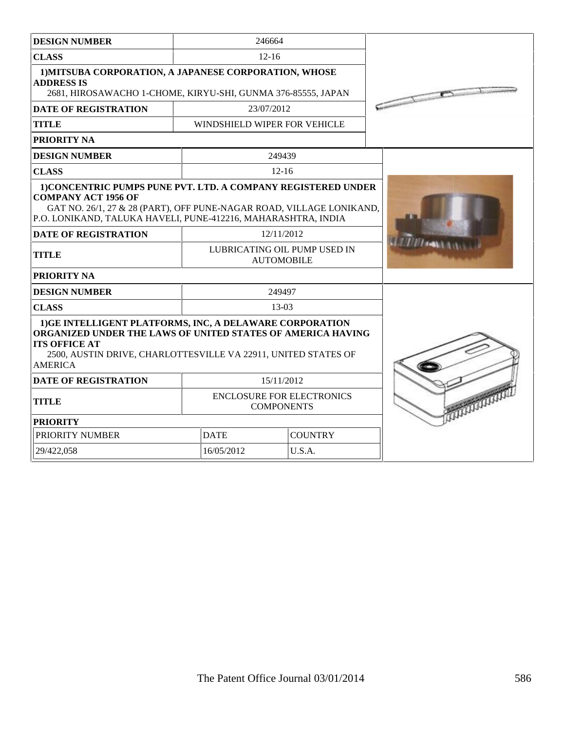| DESIGN NUMBER | 246664 |
|---|---|
| CLASS | 12-16 |
| 1)MITSUBA CORPORATION, A JAPANESE CORPORATION, WHOSE ADDRESS IS 2681, HIROSAWACHO 1-CHOME, KIRYU-SHI, GUNMA 376-85555, JAPAN | |
| DATE OF REGISTRATION | 23/07/2012 |
| TITLE | WINDSHIELD WIPER FOR VEHICLE |
| PRIORITY NA | |

| DESIGN NUMBER | 249439 |
|---|---|
| CLASS | 12-16 |
| 1)CONCENTRIC PUMPS PUNE PVT. LTD. A COMPANY REGISTERED UNDER COMPANY ACT 1956 OF GAT NO. 26/1, 27 & 28 (PART), OFF PUNE-NAGAR ROAD, VILLAGE LONIKAND, P.O. LONIKAND, TALUKA HAVELI, PUNE-412216, MAHARASHTRA, INDIA | |
| DATE OF REGISTRATION | 12/11/2012 |
| TITLE | LUBRICATING OIL PUMP USED IN AUTOMOBILE |
| PRIORITY NA | |

| DESIGN NUMBER | 249497 | |
|---|---|---|
| CLASS | 13-03 | |
| 1)GE INTELLIGENT PLATFORMS, INC, A DELAWARE CORPORATION ORGANIZED UNDER THE LAWS OF UNITED STATES OF AMERICA HAVING ITS OFFICE AT 2500, AUSTIN DRIVE, CHARLOTTESVILLE VA 22911, UNITED STATES OF AMERICA | | |
| DATE OF REGISTRATION | 15/11/2012 | |
| TITLE | ENCLOSURE FOR ELECTRONICS COMPONENTS | |
| PRIORITY | | |
| PRIORITY NUMBER | DATE | COUNTRY |
| 29/422,058 | 16/05/2012 | U.S.A. |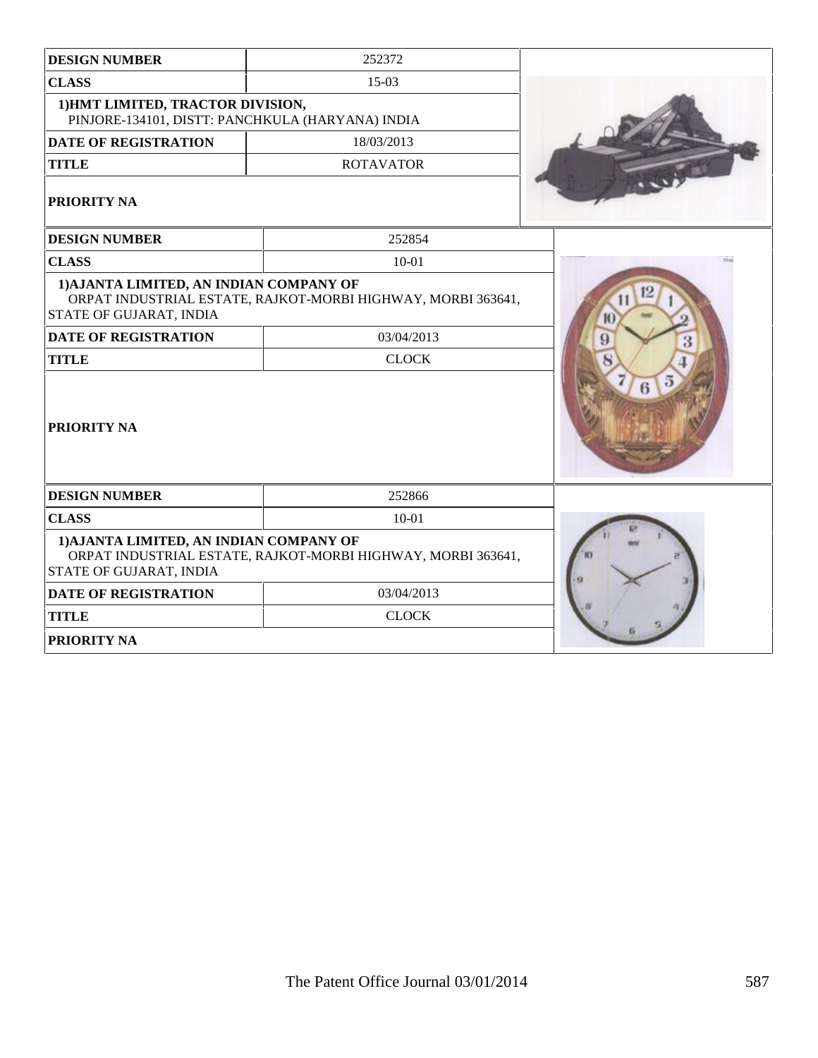| DESIGN NUMBER | 252372 |
| --- | --- |
| CLASS | 15-03 |
| 1)HMT LIMITED, TRACTOR DIVISION, PINJORE-134101, DISTT: PANCHKULA (HARYANA) INDIA | |
| DATE OF REGISTRATION | 18/03/2013 |
| TITLE | ROTAVATOR |
| PRIORITY NA | |

| DESIGN NUMBER | 252854 |
| --- | --- |
| CLASS | 10-01 |
| 1)AJANTA LIMITED, AN INDIAN COMPANY OF ORPAT INDUSTRIAL ESTATE, RAJKOT-MORBI HIGHWAY, MORBI 363641, STATE OF GUJARAT, INDIA | |
| DATE OF REGISTRATION | 03/04/2013 |
| TITLE | CLOCK |
| PRIORITY NA | |

| DESIGN NUMBER | 252866 |
| --- | --- |
| CLASS | 10-01 |
| 1)AJANTA LIMITED, AN INDIAN COMPANY OF ORPAT INDUSTRIAL ESTATE, RAJKOT-MORBI HIGHWAY, MORBI 363641, STATE OF GUJARAT, INDIA | |
| DATE OF REGISTRATION | 03/04/2013 |
| TITLE | CLOCK |
| PRIORITY NA | |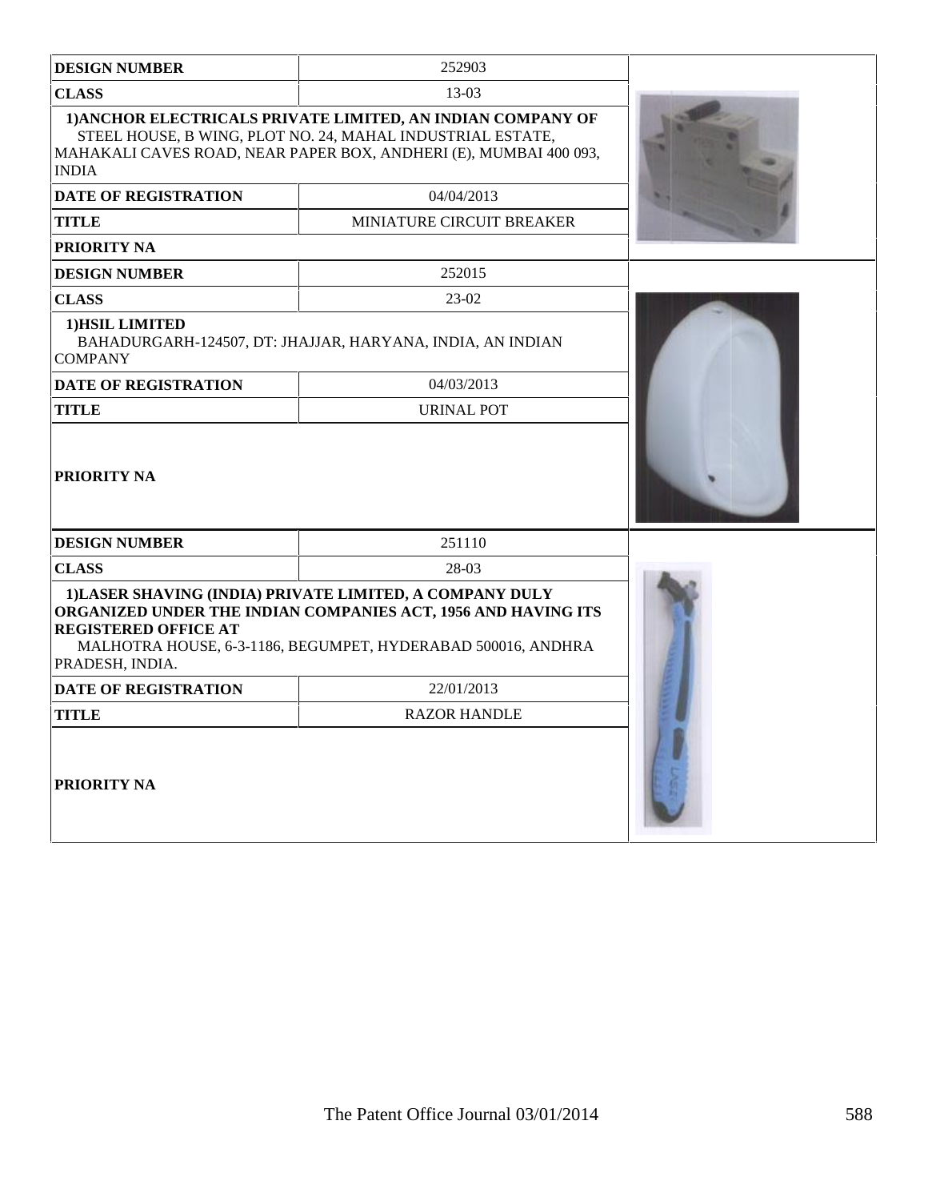| DESIGN NUMBER | 252903 |
|---|---|
| CLASS | 13-03 |
| 1)ANCHOR ELECTRICALS PRIVATE LIMITED, AN INDIAN COMPANY OF STEEL HOUSE, B WING, PLOT NO. 24, MAHAL INDUSTRIAL ESTATE, MAHAKALI CAVES ROAD, NEAR PAPER BOX, ANDHERI (E), MUMBAI 400 093, INDIA | |
| DATE OF REGISTRATION | 04/04/2013 |
| TITLE | MINIATURE CIRCUIT BREAKER |
| PRIORITY NA | |

| DESIGN NUMBER | 252015 |
|---|---|
| CLASS | 23-02 |
| 1)HSIL LIMITED BAHADURGARH-124507, DT: JHAJJAR, HARYANA, INDIA, AN INDIAN COMPANY | |
| DATE OF REGISTRATION | 04/03/2013 |
| TITLE | URINAL POT |
| PRIORITY NA | |

| DESIGN NUMBER | 251110 |
|---|---|
| CLASS | 28-03 |
| 1)LASER SHAVING (INDIA) PRIVATE LIMITED, A COMPANY DULY ORGANIZED UNDER THE INDIAN COMPANIES ACT, 1956 AND HAVING ITS REGISTERED OFFICE AT MALHOTRA HOUSE, 6-3-1186, BEGUMPET, HYDERABAD 500016, ANDHRA PRADESH, INDIA. | |
| DATE OF REGISTRATION | 22/01/2013 |
| TITLE | RAZOR HANDLE |
| PRIORITY NA | |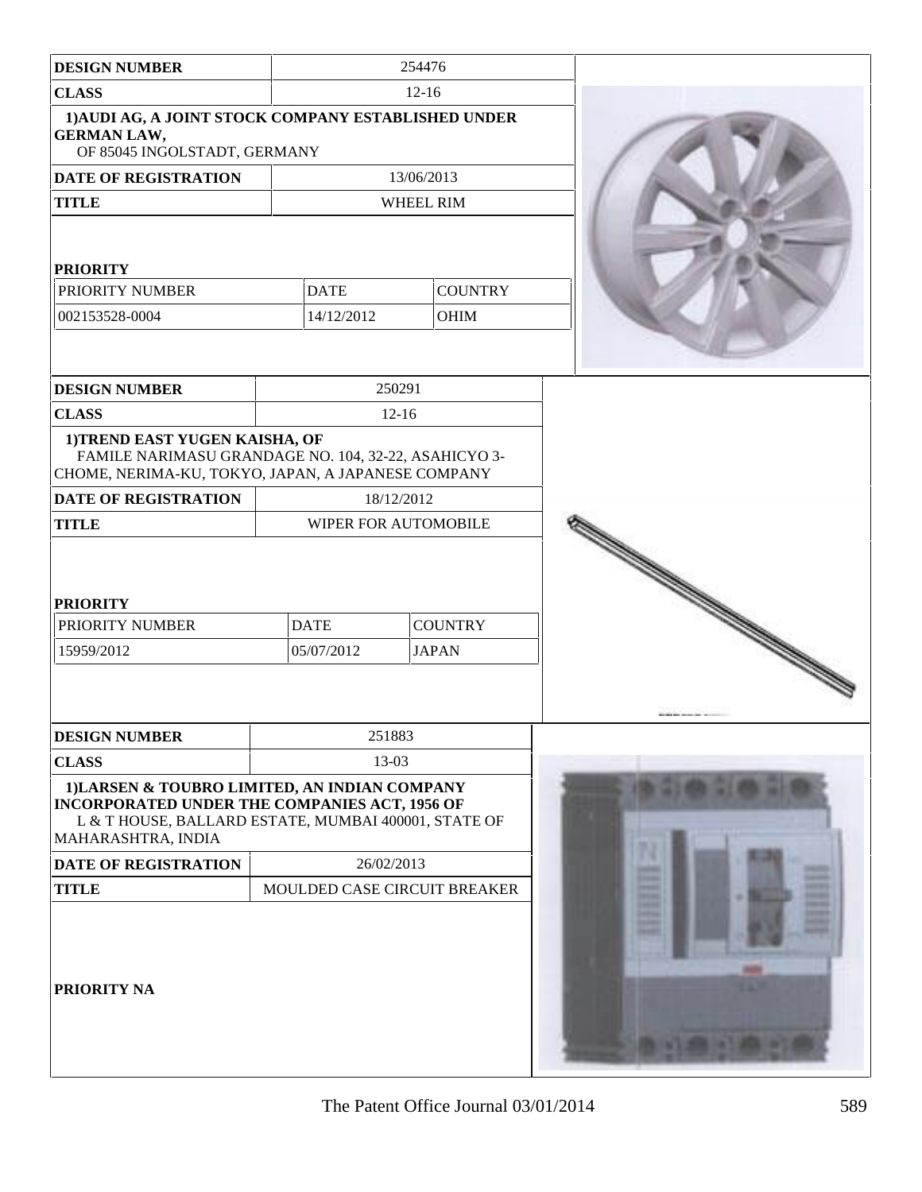| DESIGN NUMBER | 254476 | |
|---|---|---|
| CLASS | 12-16 | |
| 1)AUDI AG, A JOINT STOCK COMPANY ESTABLISHED UNDER GERMAN LAW, OF 85045 INGOLSTADT, GERMANY | | |
| DATE OF REGISTRATION | 13/06/2013 | |
| TITLE | WHEEL RIM | |
| **PRIORITY** | | |
| PRIORITY NUMBER | DATE | COUNTRY |
| 002153528-0004 | 14/12/2012 | OHIM |

| DESIGN NUMBER | 250291 | |
|---|---|---|
| CLASS | 12-16 | |
| 1)TREND EAST YUGEN KAISHA, OF FAMILE NARIMASU GRANDAGE NO. 104, 32-22, ASAHICYO 3-CHOME, NERIMA-KU, TOKYO, JAPAN, A JAPANESE COMPANY | | |
| DATE OF REGISTRATION | 18/12/2012 | |
| TITLE | WIPER FOR AUTOMOBILE | |
| **PRIORITY** | | |
| PRIORITY NUMBER | DATE | COUNTRY |
| 15959/2012 | 05/07/2012 | JAPAN |

| DESIGN NUMBER | 251883 |
|---|---|
| CLASS | 13-03 |
| 1)LARSEN & TOUBRO LIMITED, AN INDIAN COMPANY INCORPORATED UNDER THE COMPANIES ACT, 1956 OF L & T HOUSE, BALLARD ESTATE, MUMBAI 400001, STATE OF MAHARASHTRA, INDIA | |
| DATE OF REGISTRATION | 26/02/2013 |
| TITLE | MOULDED CASE CIRCUIT BREAKER |
| **PRIORITY NA** | |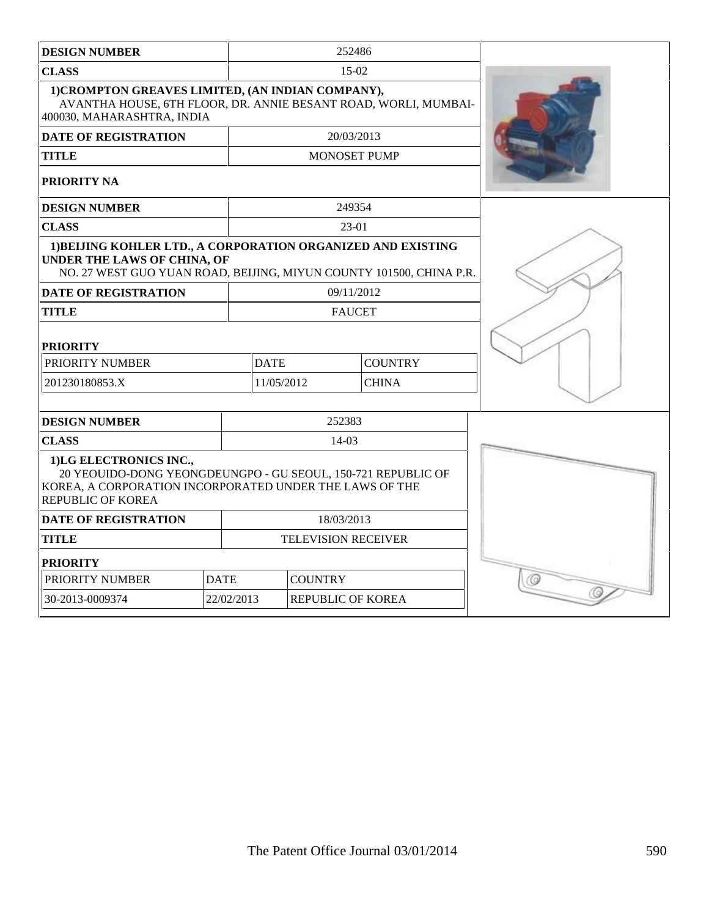| DESIGN NUMBER | 252486 |
|---|---|
| CLASS | 15-02 |
| 1)CROMPTON GREAVES LIMITED, (AN INDIAN COMPANY), AVANTHA HOUSE, 6TH FLOOR, DR. ANNIE BESANT ROAD, WORLI, MUMBAI-400030, MAHARASHTRA, INDIA | |
| DATE OF REGISTRATION | 20/03/2013 |
| TITLE | MONOSET PUMP |
| PRIORITY NA | |

| DESIGN NUMBER | 249354 |
|---|---|
| CLASS | 23-01 |
| 1)BEIJING KOHLER LTD., A CORPORATION ORGANIZED AND EXISTING UNDER THE LAWS OF CHINA, OF NO. 27 WEST GUO YUAN ROAD, BEIJING, MIYUN COUNTY 101500, CHINA P.R. | |
| DATE OF REGISTRATION | 09/11/2012 |
| TITLE | FAUCET |

**PRIORITY**

| PRIORITY NUMBER | DATE | COUNTRY |
|---|---|---|
| 201230180853.X | 11/05/2012 | CHINA |

| DESIGN NUMBER | 252383 |
|---|---|
| CLASS | 14-03 |
| 1)LG ELECTRONICS INC., 20 YEOUIDO-DONG YEONGDEUNGPO - GU SEOUL, 150-721 REPUBLIC OF KOREA, A CORPORATION INCORPORATED UNDER THE LAWS OF THE REPUBLIC OF KOREA | |
| DATE OF REGISTRATION | 18/03/2013 |
| TITLE | TELEVISION RECEIVER |

**PRIORITY**

| PRIORITY NUMBER | DATE | COUNTRY |
|---|---|---|
| 30-2013-0009374 | 22/02/2013 | REPUBLIC OF KOREA |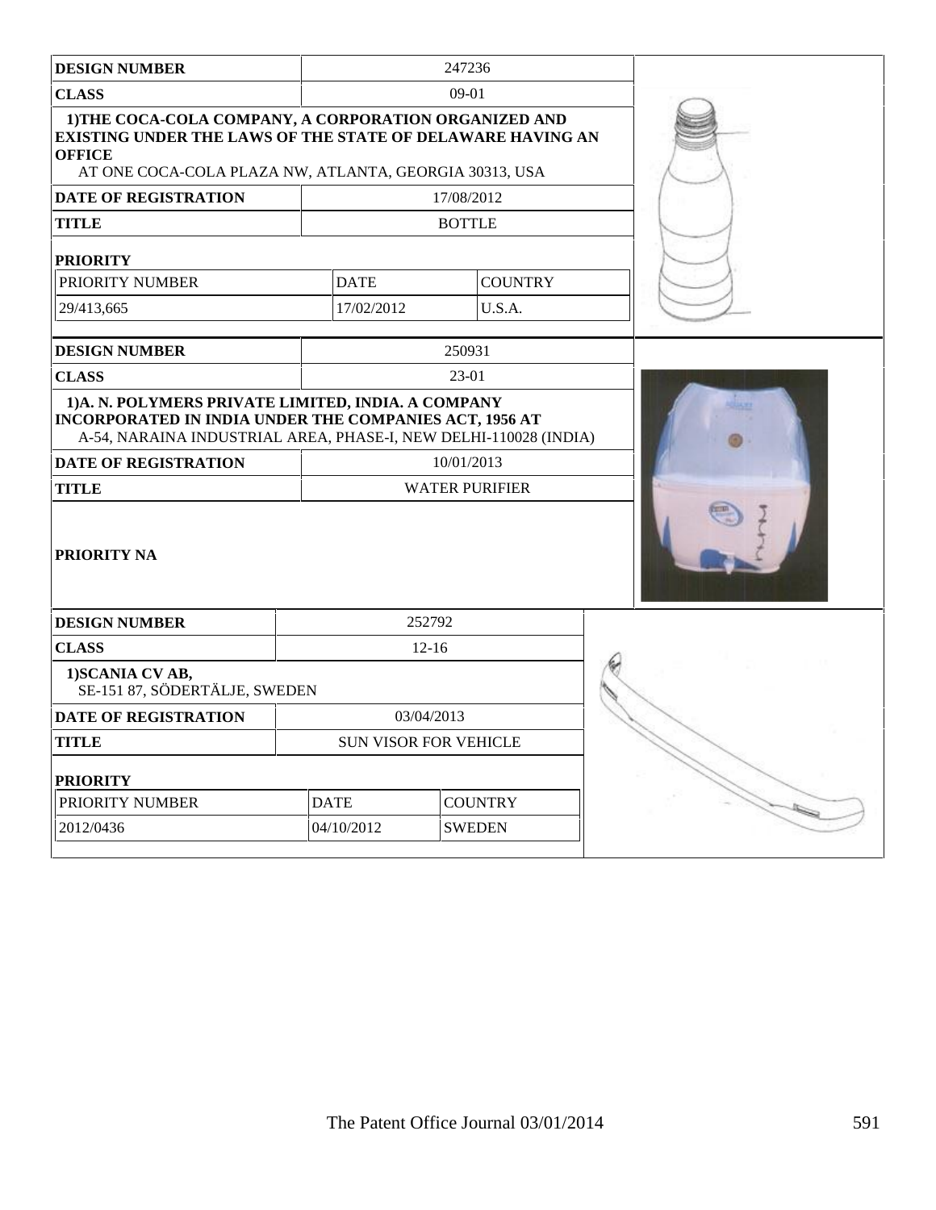| DESIGN NUMBER | 247236 | |
|---|---|---|
| CLASS | 09-01 | |
| **1)THE COCA-COLA COMPANY, A CORPORATION ORGANIZED AND EXISTING UNDER THE LAWS OF THE STATE OF DELAWARE HAVING AN OFFICE** AT ONE COCA-COLA PLAZA NW, ATLANTA, GEORGIA 30313, USA | | |
| DATE OF REGISTRATION | 17/08/2012 | |
| TITLE | BOTTLE | |
| **PRIORITY** | | |
| PRIORITY NUMBER | DATE | COUNTRY |
| 29/413,665 | 17/02/2012 | U.S.A. |

| DESIGN NUMBER | 250931 |
|---|---|
| CLASS | 23-01 |
| **1)A. N. POLYMERS PRIVATE LIMITED, INDIA. A COMPANY INCORPORATED IN INDIA UNDER THE COMPANIES ACT, 1956 AT** A-54, NARAINA INDUSTRIAL AREA, PHASE-I, NEW DELHI-110028 (INDIA) | |
| DATE OF REGISTRATION | 10/01/2013 |
| TITLE | WATER PURIFIER |
| **PRIORITY NA** | |

| DESIGN NUMBER | 252792 | |
|---|---|---|
| CLASS | 12-16 | |
| **1)SCANIA CV AB,** SE-151 87, SÖDERTÄLJE, SWEDEN | | |
| DATE OF REGISTRATION | 03/04/2013 | |
| TITLE | SUN VISOR FOR VEHICLE | |
| **PRIORITY** | | |
| PRIORITY NUMBER | DATE | COUNTRY |
| 2012/0436 | 04/10/2012 | SWEDEN |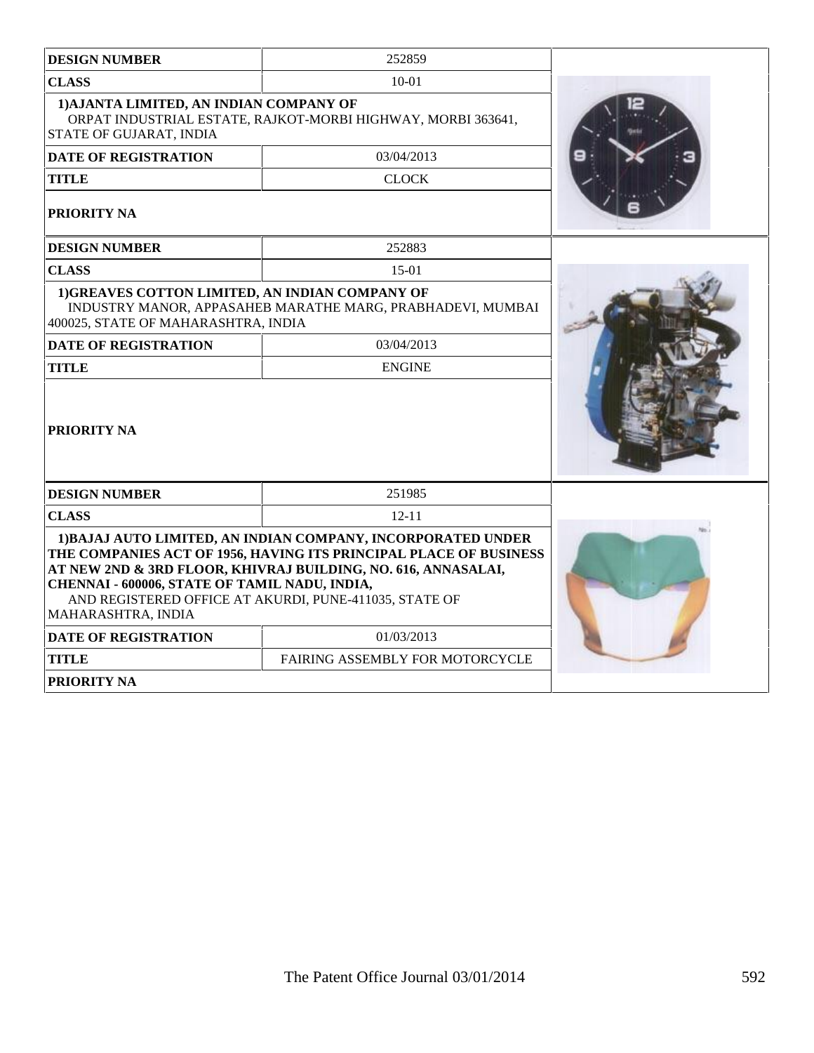| DESIGN NUMBER | 252859 |
|---|---|
| CLASS | 10-01 |
| 1)AJANTA LIMITED, AN INDIAN COMPANY OF ORPAT INDUSTRIAL ESTATE, RAJKOT-MORBI HIGHWAY, MORBI 363641, STATE OF GUJARAT, INDIA | |
| DATE OF REGISTRATION | 03/04/2013 |
| TITLE | CLOCK |
| PRIORITY NA | |

| DESIGN NUMBER | 252883 |
|---|---|
| CLASS | 15-01 |
| 1)GREAVES COTTON LIMITED, AN INDIAN COMPANY OF INDUSTRY MANOR, APPASAHEB MARATHE MARG, PRABHADEVI, MUMBAI 400025, STATE OF MAHARASHTRA, INDIA | |
| DATE OF REGISTRATION | 03/04/2013 |
| TITLE | ENGINE |
| PRIORITY NA | |

| DESIGN NUMBER | 251985 |
|---|---|
| CLASS | 12-11 |
| 1)BAJAJ AUTO LIMITED, AN INDIAN COMPANY, INCORPORATED UNDER THE COMPANIES ACT OF 1956, HAVING ITS PRINCIPAL PLACE OF BUSINESS AT NEW 2ND & 3RD FLOOR, KHIVRAJ BUILDING, NO. 616, ANNASALAI, CHENNAI - 600006, STATE OF TAMIL NADU, INDIA, AND REGISTERED OFFICE AT AKURDI, PUNE-411035, STATE OF MAHARASHTRA, INDIA | |
| DATE OF REGISTRATION | 01/03/2013 |
| TITLE | FAIRING ASSEMBLY FOR MOTORCYCLE |
| PRIORITY NA | |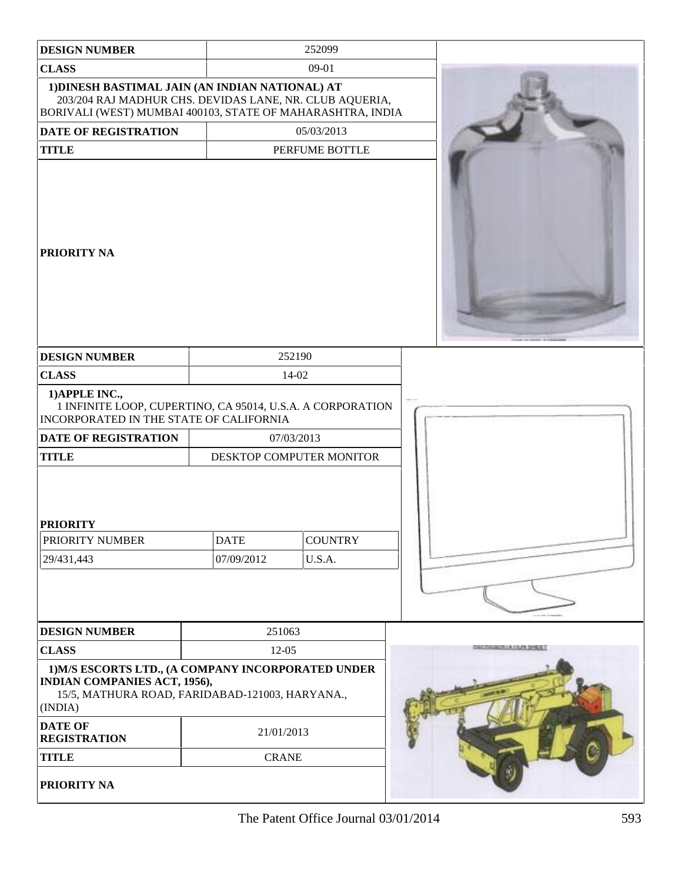| DESIGN NUMBER | 252099 |
| --- | --- |
| CLASS | 09-01 |
| 1)DINESH BASTIMAL JAIN (AN INDIAN NATIONAL) AT 203/204 RAJ MADHUR CHS. DEVIDAS LANE, NR. CLUB AQUERIA, BORIVALI (WEST) MUMBAI 400103, STATE OF MAHARASHTRA, INDIA | |
| DATE OF REGISTRATION | 05/03/2013 |
| TITLE | PERFUME BOTTLE |
| PRIORITY NA | |

| DESIGN NUMBER | 252190 | |
| --- | --- | --- |
| CLASS | 14-02 | |
| 1)APPLE INC., 1 INFINITE LOOP, CUPERTINO, CA 95014, U.S.A. A CORPORATION INCORPORATED IN THE STATE OF CALIFORNIA | | |
| DATE OF REGISTRATION | 07/03/2013 | |
| TITLE | DESKTOP COMPUTER MONITOR | |
| PRIORITY | | |
| PRIORITY NUMBER | DATE | COUNTRY |
| 29/431,443 | 07/09/2012 | U.S.A. |

| DESIGN NUMBER | 251063 |
| --- | --- |
| CLASS | 12-05 |
| 1)M/S ESCORTS LTD., (A COMPANY INCORPORATED UNDER INDIAN COMPANIES ACT, 1956), 15/5, MATHURA ROAD, FARIDABAD-121003, HARYANA., (INDIA) | |
| DATE OF REGISTRATION | 21/01/2013 |
| TITLE | CRANE |
| PRIORITY NA | |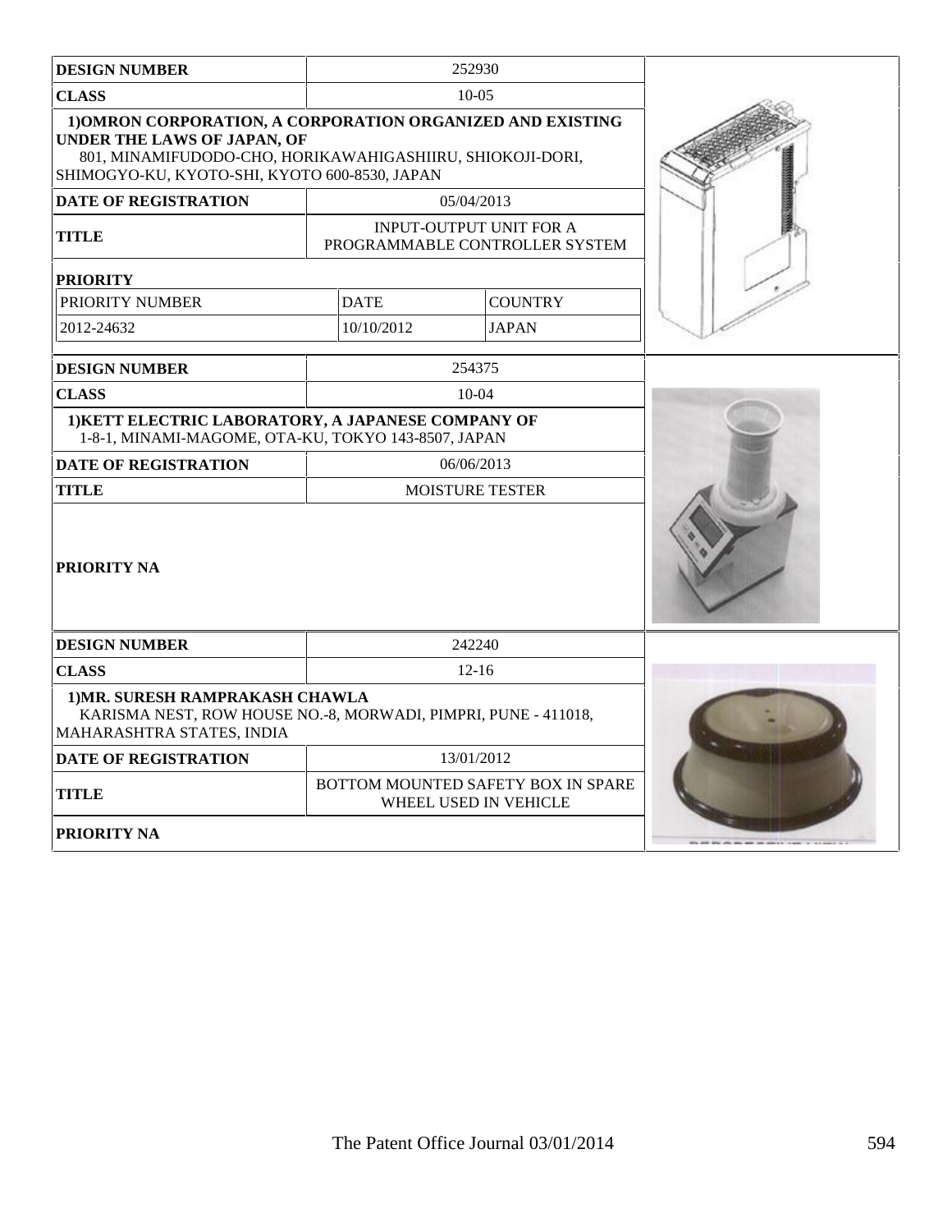| DESIGN NUMBER | 252930 | |
|---|---|---|
| CLASS | 10-05 | |
| **1)OMRON CORPORATION, A CORPORATION ORGANIZED AND EXISTING UNDER THE LAWS OF JAPAN, OF** 801, MINAMIFUDODO-CHO, HORIKAWAHIGASHIIRU, SHIOKOJI-DORI, SHIMOGYO-KU, KYOTO-SHI, KYOTO 600-8530, JAPAN | | |
| DATE OF REGISTRATION | 05/04/2013 | |
| TITLE | INPUT-OUTPUT UNIT FOR A PROGRAMMABLE CONTROLLER SYSTEM | |
| **PRIORITY** | | |
| PRIORITY NUMBER | DATE | COUNTRY |
| 2012-24632 | 10/10/2012 | JAPAN |

| DESIGN NUMBER | 254375 |
|---|---|
| CLASS | 10-04 |
| **1)KETT ELECTRIC LABORATORY, A JAPANESE COMPANY OF** 1-8-1, MINAMI-MAGOME, OTA-KU, TOKYO 143-8507, JAPAN | |
| DATE OF REGISTRATION | 06/06/2013 |
| TITLE | MOISTURE TESTER |
| **PRIORITY NA** | |

| DESIGN NUMBER | 242240 |
|---|---|
| CLASS | 12-16 |
| **1)MR. SURESH RAMPRAKASH CHAWLA** KARISMA NEST, ROW HOUSE NO.-8, MORWADI, PIMPRI, PUNE - 411018, MAHARASHTRA STATES, INDIA | |
| DATE OF REGISTRATION | 13/01/2012 |
| TITLE | BOTTOM MOUNTED SAFETY BOX IN SPARE WHEEL USED IN VEHICLE |
| **PRIORITY NA** | |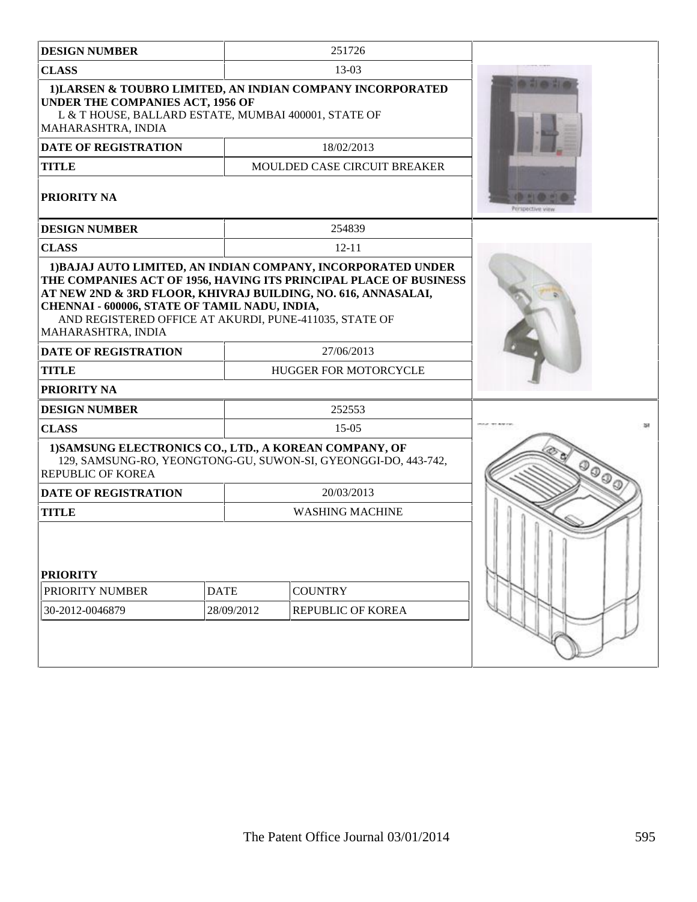| DESIGN NUMBER | 251726 |
|---|---|
| CLASS | 13-03 |
| 1)LARSEN & TOUBRO LIMITED, AN INDIAN COMPANY INCORPORATED UNDER THE COMPANIES ACT, 1956 OF L & T HOUSE, BALLARD ESTATE, MUMBAI 400001, STATE OF MAHARASHTRA, INDIA | |
| DATE OF REGISTRATION | 18/02/2013 |
| TITLE | MOULDED CASE CIRCUIT BREAKER |
| PRIORITY NA | |

| DESIGN NUMBER | 254839 |
|---|---|
| CLASS | 12-11 |
| 1)BAJAJ AUTO LIMITED, AN INDIAN COMPANY, INCORPORATED UNDER THE COMPANIES ACT OF 1956, HAVING ITS PRINCIPAL PLACE OF BUSINESS AT NEW 2ND & 3RD FLOOR, KHIVRAJ BUILDING, NO. 616, ANNASALAI, CHENNAI - 600006, STATE OF TAMIL NADU, INDIA, AND REGISTERED OFFICE AT AKURDI, PUNE-411035, STATE OF MAHARASHTRA, INDIA | |
| DATE OF REGISTRATION | 27/06/2013 |
| TITLE | HUGGER FOR MOTORCYCLE |
| PRIORITY NA | |

| DESIGN NUMBER | 252553 |
|---|---|
| CLASS | 15-05 |
| 1)SAMSUNG ELECTRONICS CO., LTD., A KOREAN COMPANY, OF 129, SAMSUNG-RO, YEONGTONG-GU, SUWON-SI, GYEONGGI-DO, 443-742, REPUBLIC OF KOREA | |
| DATE OF REGISTRATION | 20/03/2013 |
| TITLE | WASHING MACHINE |
| PRIORITY | |

| PRIORITY NUMBER | DATE | COUNTRY |
|---|---|---|
| 30-2012-0046879 | 28/09/2012 | REPUBLIC OF KOREA |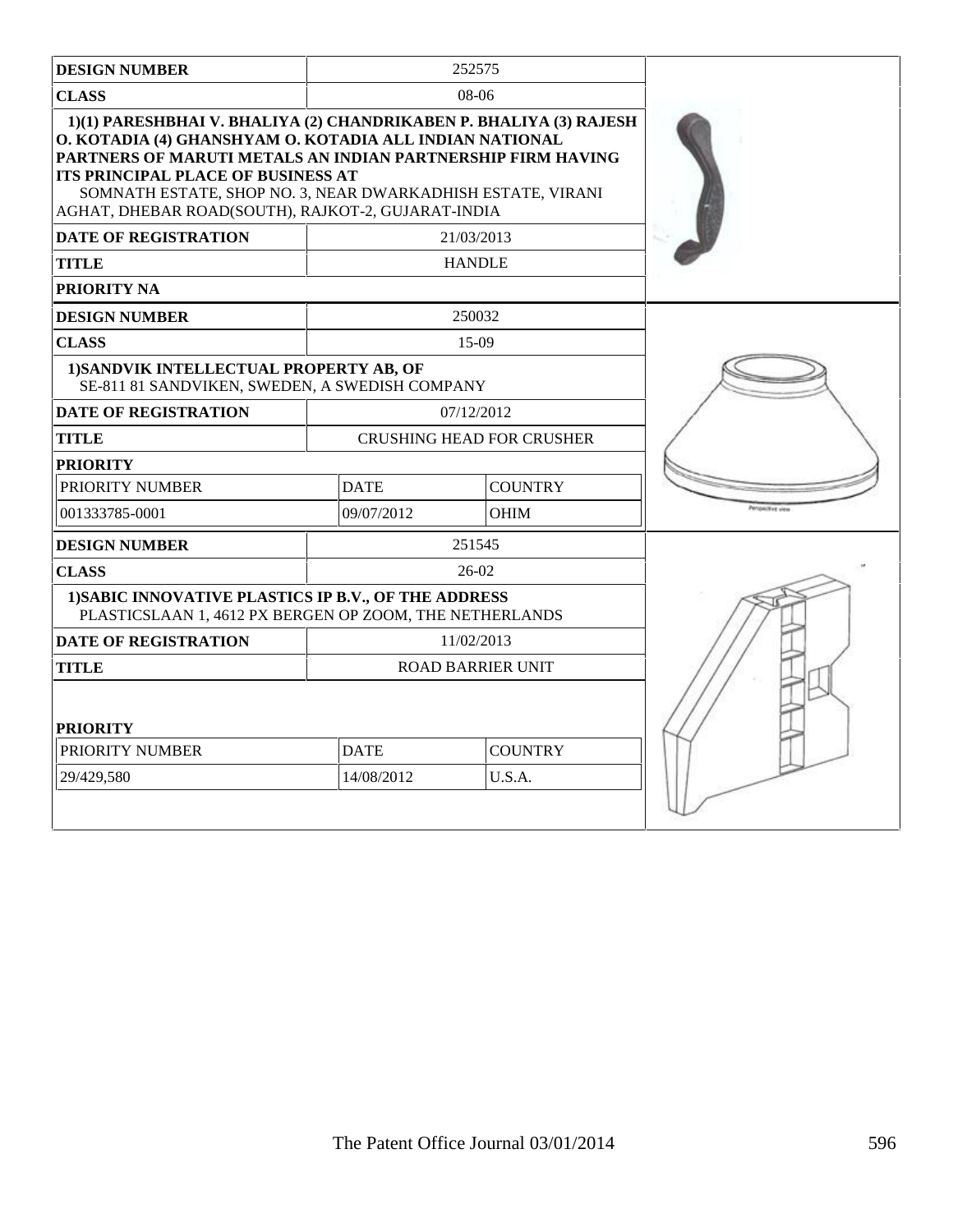| DESIGN NUMBER | 252575 | |
|---|---|---|
| CLASS | 08-06 | |
| 1)(1) PARESHBHAI V. BHALIYA (2) CHANDRIKABEN P. BHALIYA (3) RAJESH O. KOTADIA (4) GHANSHYAM O. KOTADIA ALL INDIAN NATIONAL PARTNERS OF MARUTI METALS AN INDIAN PARTNERSHIP FIRM HAVING ITS PRINCIPAL PLACE OF BUSINESS AT SOMNATH ESTATE, SHOP NO. 3, NEAR DWARKADHISH ESTATE, VIRANI AGHAT, DHEBAR ROAD(SOUTH), RAJKOT-2, GUJARAT-INDIA | | |
| DATE OF REGISTRATION | 21/03/2013 | |
| TITLE | HANDLE | |
| PRIORITY NA | | |

| DESIGN NUMBER | 250032 | |
|---|---|---|
| CLASS | 15-09 | |
| 1)SANDVIK INTELLECTUAL PROPERTY AB, OF SE-811 81 SANDVIKEN, SWEDEN, A SWEDISH COMPANY | | |
| DATE OF REGISTRATION | 07/12/2012 | |
| TITLE | CRUSHING HEAD FOR CRUSHER | |
| PRIORITY | | |
| PRIORITY NUMBER | DATE | COUNTRY |
| 001333785-0001 | 09/07/2012 | OHIM |

| DESIGN NUMBER | 251545 | |
|---|---|---|
| CLASS | 26-02 | |
| 1)SABIC INNOVATIVE PLASTICS IP B.V., OF THE ADDRESS PLASTICSLAAN 1, 4612 PX BERGEN OP ZOOM, THE NETHERLANDS | | |
| DATE OF REGISTRATION | 11/02/2013 | |
| TITLE | ROAD BARRIER UNIT | |
| PRIORITY | | |
| PRIORITY NUMBER | DATE | COUNTRY |
| 29/429,580 | 14/08/2012 | U.S.A. |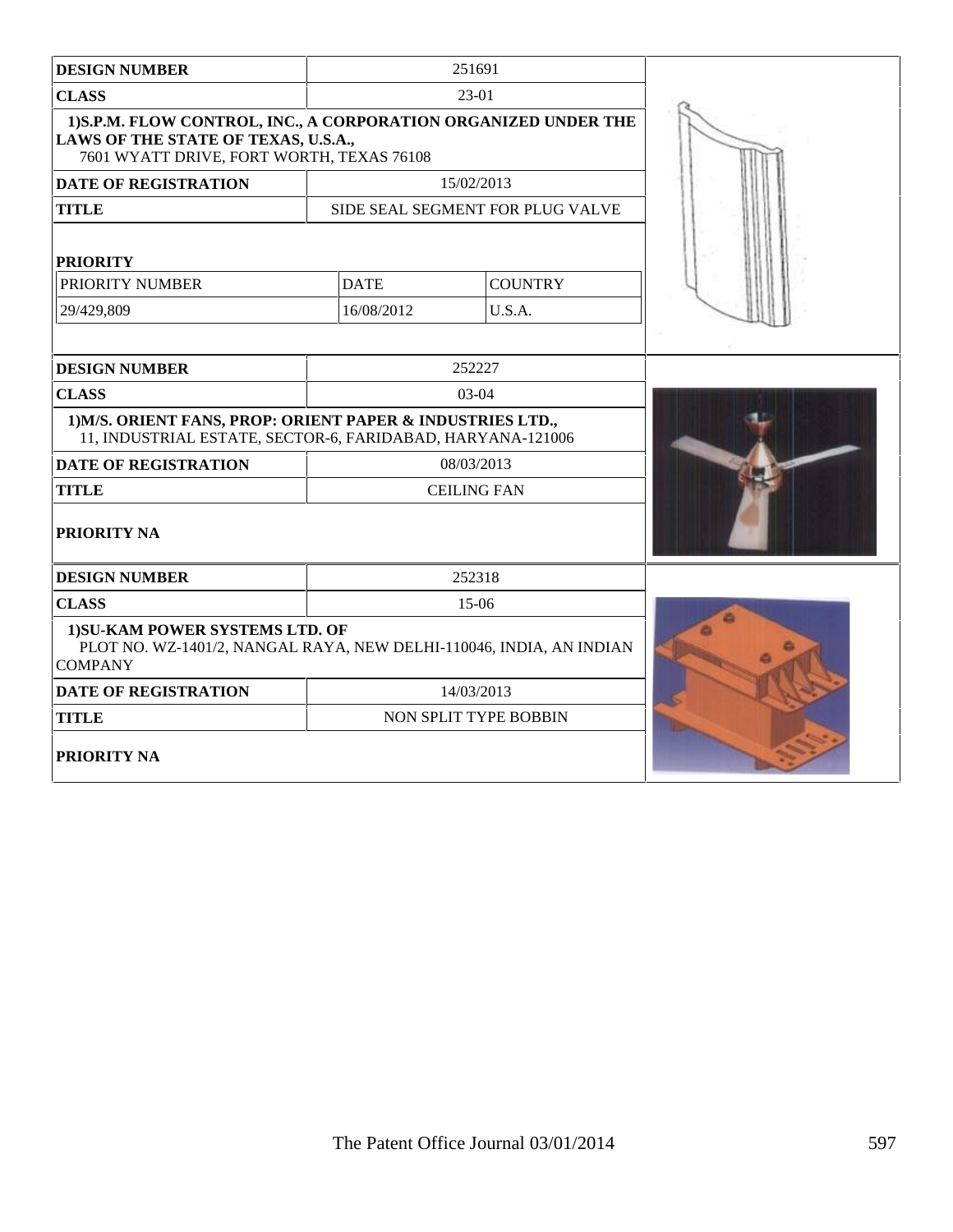| | | |
|---|---|---|
| **DESIGN NUMBER** | 251691 | |
| **CLASS** | 23-01 | |
| **1)S.P.M. FLOW CONTROL, INC., A CORPORATION ORGANIZED UNDER THE LAWS OF THE STATE OF TEXAS, U.S.A.,** 7601 WYATT DRIVE, FORT WORTH, TEXAS 76108 | | |
| **DATE OF REGISTRATION** | 15/02/2013 | |
| **TITLE** | SIDE SEAL SEGMENT FOR PLUG VALVE | |
| **PRIORITY** | | |
| PRIORITY NUMBER | DATE | COUNTRY |
| 29/429,809 | 16/08/2012 | U.S.A. |

| | |
|---|---|
| **DESIGN NUMBER** | 252227 |
| **CLASS** | 03-04 |
| **1)M/S. ORIENT FANS, PROP: ORIENT PAPER & INDUSTRIES LTD.,** 11, INDUSTRIAL ESTATE, SECTOR-6, FARIDABAD, HARYANA-121006 | |
| **DATE OF REGISTRATION** | 08/03/2013 |
| **TITLE** | CEILING FAN |
| **PRIORITY NA** | |

| | |
|---|---|
| **DESIGN NUMBER** | 252318 |
| **CLASS** | 15-06 |
| **1)SU-KAM POWER SYSTEMS LTD. OF** PLOT NO. WZ-1401/2, NANGAL RAYA, NEW DELHI-110046, INDIA, AN INDIAN COMPANY | |
| **DATE OF REGISTRATION** | 14/03/2013 |
| **TITLE** | NON SPLIT TYPE BOBBIN |
| **PRIORITY NA** | |